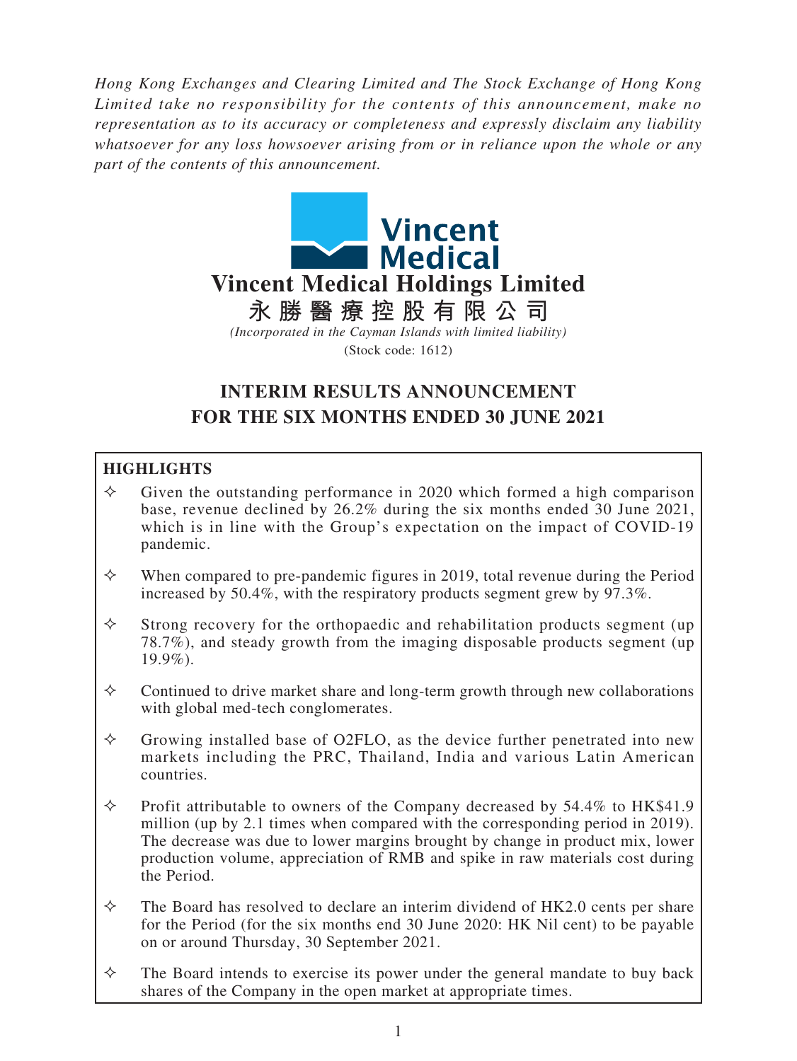*Hong Kong Exchanges and Clearing Limited and The Stock Exchange of Hong Kong Limited take no responsibility for the contents of this announcement, make no representation as to its accuracy or completeness and expressly disclaim any liability whatsoever for any loss howsoever arising from or in reliance upon the whole or any part of the contents of this announcement.*

# Vincent Medical Holdings Limited

**永勝醫療控股有限公司**

*(Incorporated in the Cayman Islands with limited liability)*

(Stock code: 1612)

# INTERIM RESULTS ANNOUNCEMENT FOR THE SIX MONTHS ENDED 30 JUNE 2021

## HIGHLIGHTS

- ✧ Given the outstanding performance in 2020 which formed a high comparison base, revenue declined by 26.2% during the six months ended 30 June 2021, which is in line with the Group's expectation on the impact of COVID-19 pandemic.
- ✧ When compared to pre-pandemic figures in 2019, total revenue during the Period increased by 50.4%, with the respiratory products segment grew by 97.3%.
- ✧ Strong recovery for the orthopaedic and rehabilitation products segment (up 78.7%), and steady growth from the imaging disposable products segment (up 19.9%).
- ✧ Continued to drive market share and long-term growth through new collaborations with global med-tech conglomerates.
- ✧ Growing installed base of O2FLO, as the device further penetrated into new markets including the PRC, Thailand, India and various Latin American countries.
- ✧ Profit attributable to owners of the Company decreased by 54.4% to HK$41.9 million (up by 2.1 times when compared with the corresponding period in 2019). The decrease was due to lower margins brought by change in product mix, lower production volume, appreciation of RMB and spike in raw materials cost during the Period.
- ✧ The Board has resolved to declare an interim dividend of HK2.0 cents per share for the Period (for the six months end 30 June 2020: HK Nil cent) to be payable on or around Thursday, 30 September 2021.
- ✧ The Board intends to exercise its power under the general mandate to buy back shares of the Company in the open market at appropriate times.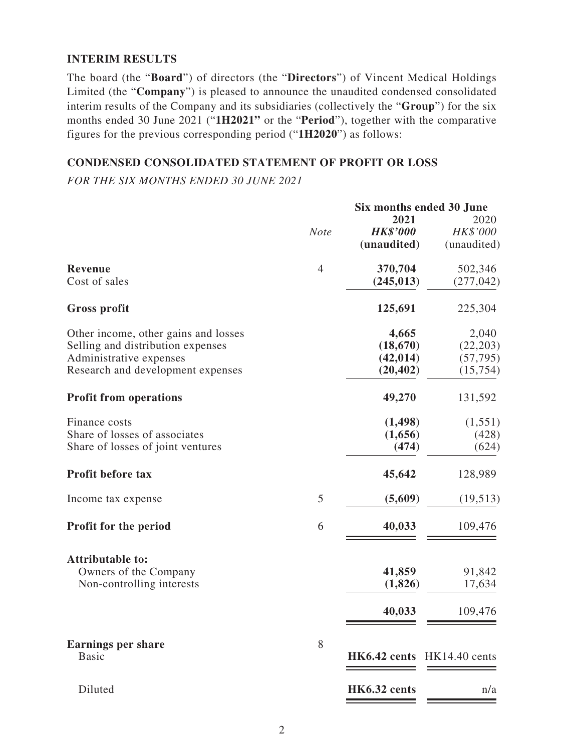## INTERIM RESULTS

The board (the "**Board**") of directors (the "**Directors**") of Vincent Medical Holdings Limited (the "**Company**") is pleased to announce the unaudited condensed consolidated interim results of the Company and its subsidiaries (collectively the "**Group**") for the six months ended 30 June 2021 ("**1H2021"** or the "**Period**"), together with the comparative figures for the previous corresponding period ("**1H2020**") as follows:

## CONDENSED CONSOLIDATED STATEMENT OF PROFIT OR LOSS

*FOR THE SIX MONTHS ENDED 30 JUNE 2021*

| | *Note* | **Six months ended 30 June** | |
|---|---|---|---|
| | | **2021** | 2020 |
| | | ***HK$'000*** | *HK$'000* |
| | | **(unaudited)** | (unaudited) |
| **Revenue** | 4 | **370,704** | 502,346 |
| Cost of sales | | **(245,013)** | (277,042) |
| **Gross profit** | | **125,691** | 225,304 |
| Other income, other gains and losses | | **4,665** | 2,040 |
| Selling and distribution expenses | | **(18,670)** | (22,203) |
| Administrative expenses | | **(42,014)** | (57,795) |
| Research and development expenses | | **(20,402)** | (15,754) |
| **Profit from operations** | | **49,270** | 131,592 |
| Finance costs | | **(1,498)** | (1,551) |
| Share of losses of associates | | **(1,656)** | (428) |
| Share of losses of joint ventures | | **(474)** | (624) |
| **Profit before tax** | | **45,642** | 128,989 |
| Income tax expense | 5 | **(5,609)** | (19,513) |
| **Profit for the period** | 6 | **40,033** | 109,476 |
| **Attributable to:** | | | |
| Owners of the Company | | **41,859** | 91,842 |
| Non-controlling interests | | **(1,826)** | 17,634 |
| | | **40,033** | 109,476 |
| **Earnings per share** | 8 | | |
| Basic | | **HK6.42 cents** | HK14.40 cents |
| Diluted | | **HK6.32 cents** | n/a |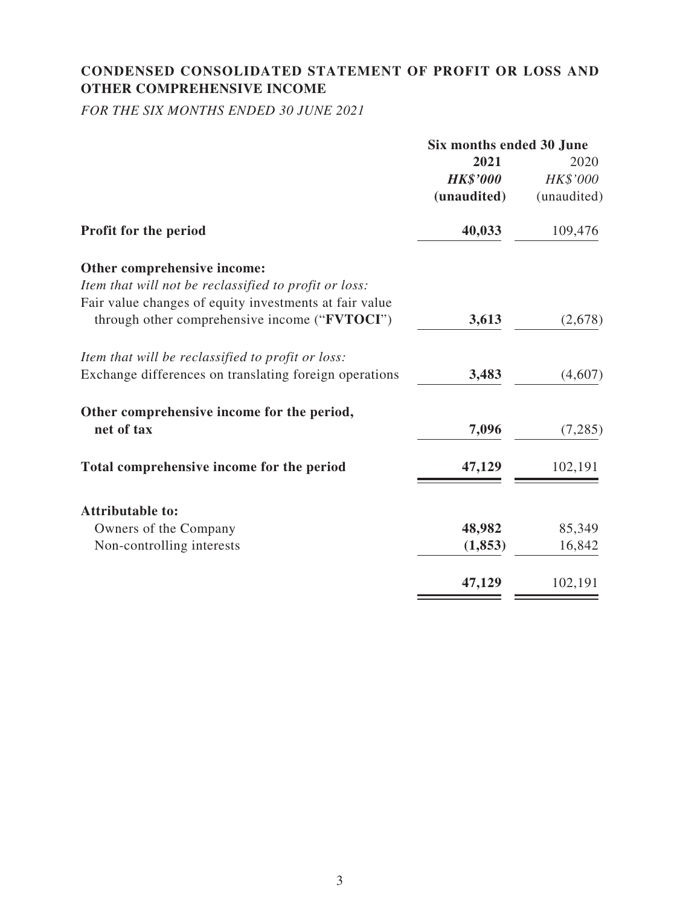## CONDENSED CONSOLIDATED STATEMENT OF PROFIT OR LOSS AND OTHER COMPREHENSIVE INCOME

*FOR THE SIX MONTHS ENDED 30 JUNE 2021*

| | Six months ended 30 June | |
|---|---|---|
| | **2021** | 2020 |
| | ***HK$'000*** | *HK$'000* |
| | **(unaudited)** | (unaudited) |
| **Profit for the period** | **40,033** | 109,476 |
| **Other comprehensive income:** | | |
| *Item that will not be reclassified to profit or loss:* | | |
| Fair value changes of equity investments at fair value through other comprehensive income ("**FVTOCI**") | **3,613** | (2,678) |
| *Item that will be reclassified to profit or loss:* | | |
| Exchange differences on translating foreign operations | **3,483** | (4,607) |
| **Other comprehensive income for the period, net of tax** | **7,096** | (7,285) |
| **Total comprehensive income for the period** | **47,129** | 102,191 |
| **Attributable to:** | | |
| Owners of the Company | **48,982** | 85,349 |
| Non-controlling interests | **(1,853)** | 16,842 |
| | **47,129** | 102,191 |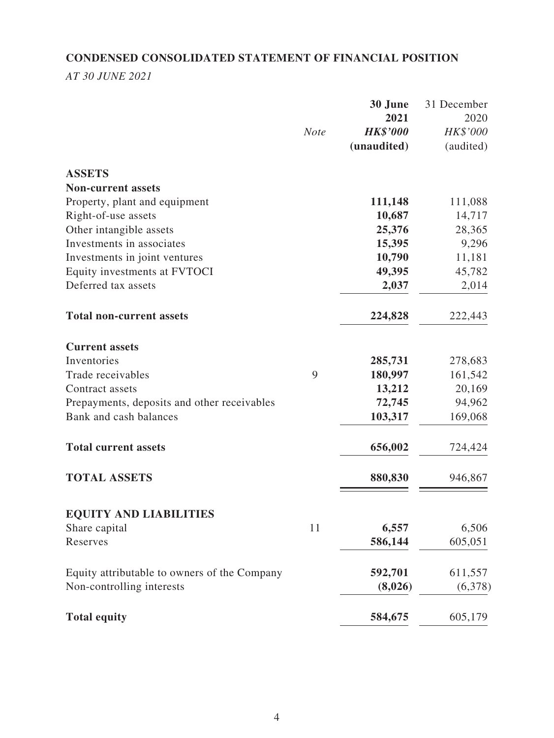## CONDENSED CONSOLIDATED STATEMENT OF FINANCIAL POSITION

*AT 30 JUNE 2021*

| | *Note* | **30 June 2021** ***HK$'000*** **(unaudited)** | 31 December 2020 *HK$'000* (audited) |
|---|---|---|---|
| **ASSETS** | | | |
| **Non-current assets** | | | |
| Property, plant and equipment | | **111,148** | 111,088 |
| Right-of-use assets | | **10,687** | 14,717 |
| Other intangible assets | | **25,376** | 28,365 |
| Investments in associates | | **15,395** | 9,296 |
| Investments in joint ventures | | **10,790** | 11,181 |
| Equity investments at FVTOCI | | **49,395** | 45,782 |
| Deferred tax assets | | **2,037** | 2,014 |
| **Total non-current assets** | | **224,828** | 222,443 |
| **Current assets** | | | |
| Inventories | | **285,731** | 278,683 |
| Trade receivables | 9 | **180,997** | 161,542 |
| Contract assets | | **13,212** | 20,169 |
| Prepayments, deposits and other receivables | | **72,745** | 94,962 |
| Bank and cash balances | | **103,317** | 169,068 |
| **Total current assets** | | **656,002** | 724,424 |
| **TOTAL ASSETS** | | **880,830** | 946,867 |
| **EQUITY AND LIABILITIES** | | | |
| Share capital | 11 | **6,557** | 6,506 |
| Reserves | | **586,144** | 605,051 |
| Equity attributable to owners of the Company | | **592,701** | 611,557 |
| Non-controlling interests | | **(8,026)** | (6,378) |
| **Total equity** | | **584,675** | 605,179 |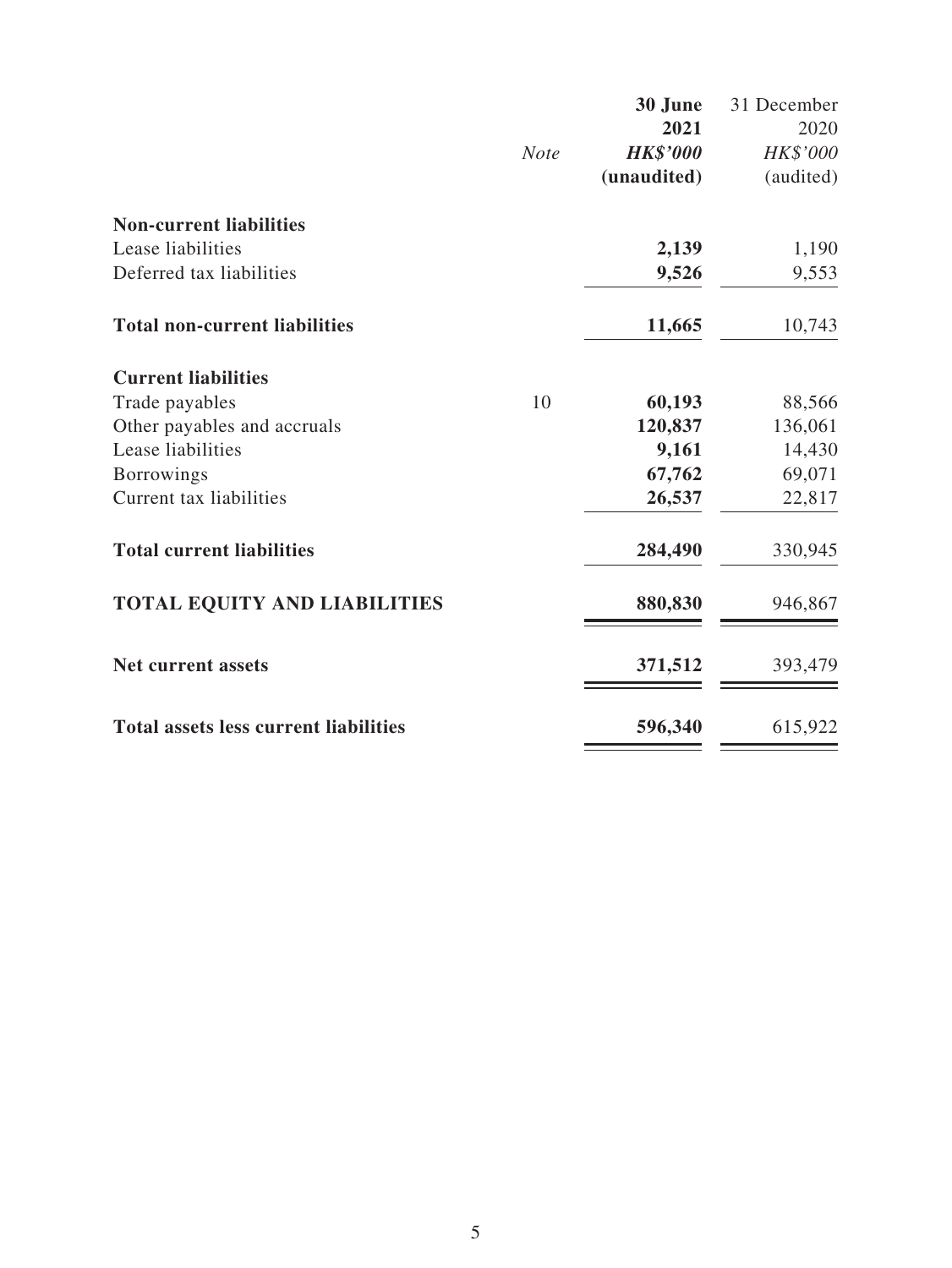| | Note | 30 June 2021 HK$'000 (unaudited) | 31 December 2020 HK$'000 (audited) |
|---|---|---|---|
| **Non-current liabilities** | | | |
| Lease liabilities | | **2,139** | 1,190 |
| Deferred tax liabilities | | **9,526** | 9,553 |
| **Total non-current liabilities** | | **11,665** | 10,743 |
| **Current liabilities** | | | |
| Trade payables | 10 | **60,193** | 88,566 |
| Other payables and accruals | | **120,837** | 136,061 |
| Lease liabilities | | **9,161** | 14,430 |
| Borrowings | | **67,762** | 69,071 |
| Current tax liabilities | | **26,537** | 22,817 |
| **Total current liabilities** | | **284,490** | 330,945 |
| **TOTAL EQUITY AND LIABILITIES** | | **880,830** | 946,867 |
| **Net current assets** | | **371,512** | 393,479 |
| **Total assets less current liabilities** | | **596,340** | 615,922 |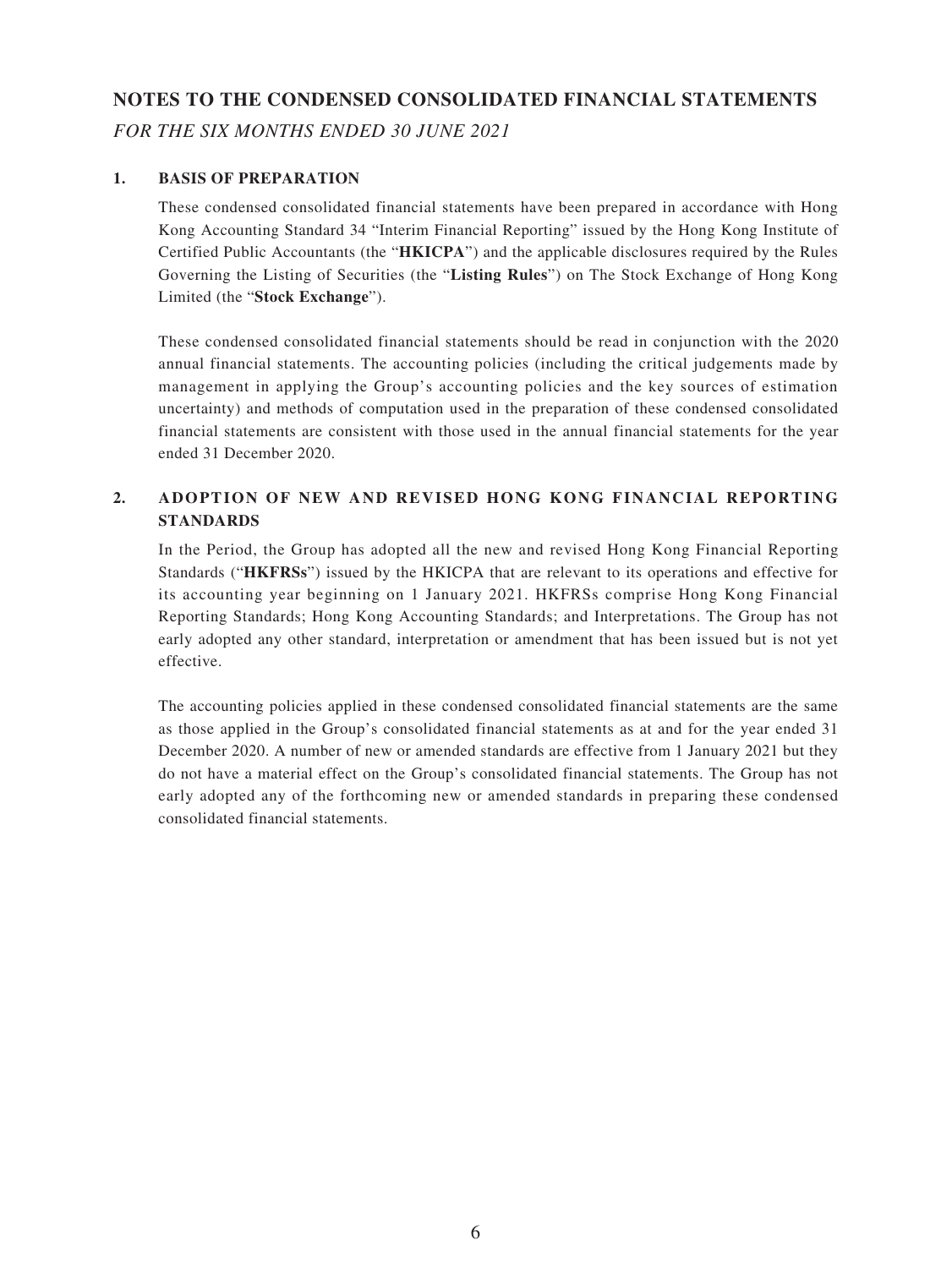# NOTES TO THE CONDENSED CONSOLIDATED FINANCIAL STATEMENTS

*FOR THE SIX MONTHS ENDED 30 JUNE 2021*

## 1. BASIS OF PREPARATION

These condensed consolidated financial statements have been prepared in accordance with Hong Kong Accounting Standard 34 "Interim Financial Reporting" issued by the Hong Kong Institute of Certified Public Accountants (the "**HKICPA**") and the applicable disclosures required by the Rules Governing the Listing of Securities (the "**Listing Rules**") on The Stock Exchange of Hong Kong Limited (the "**Stock Exchange**").

These condensed consolidated financial statements should be read in conjunction with the 2020 annual financial statements. The accounting policies (including the critical judgements made by management in applying the Group's accounting policies and the key sources of estimation uncertainty) and methods of computation used in the preparation of these condensed consolidated financial statements are consistent with those used in the annual financial statements for the year ended 31 December 2020.

## 2. ADOPTION OF NEW AND REVISED HONG KONG FINANCIAL REPORTING STANDARDS

In the Period, the Group has adopted all the new and revised Hong Kong Financial Reporting Standards ("**HKFRSs**") issued by the HKICPA that are relevant to its operations and effective for its accounting year beginning on 1 January 2021. HKFRSs comprise Hong Kong Financial Reporting Standards; Hong Kong Accounting Standards; and Interpretations. The Group has not early adopted any other standard, interpretation or amendment that has been issued but is not yet effective.

The accounting policies applied in these condensed consolidated financial statements are the same as those applied in the Group's consolidated financial statements as at and for the year ended 31 December 2020. A number of new or amended standards are effective from 1 January 2021 but they do not have a material effect on the Group's consolidated financial statements. The Group has not early adopted any of the forthcoming new or amended standards in preparing these condensed consolidated financial statements.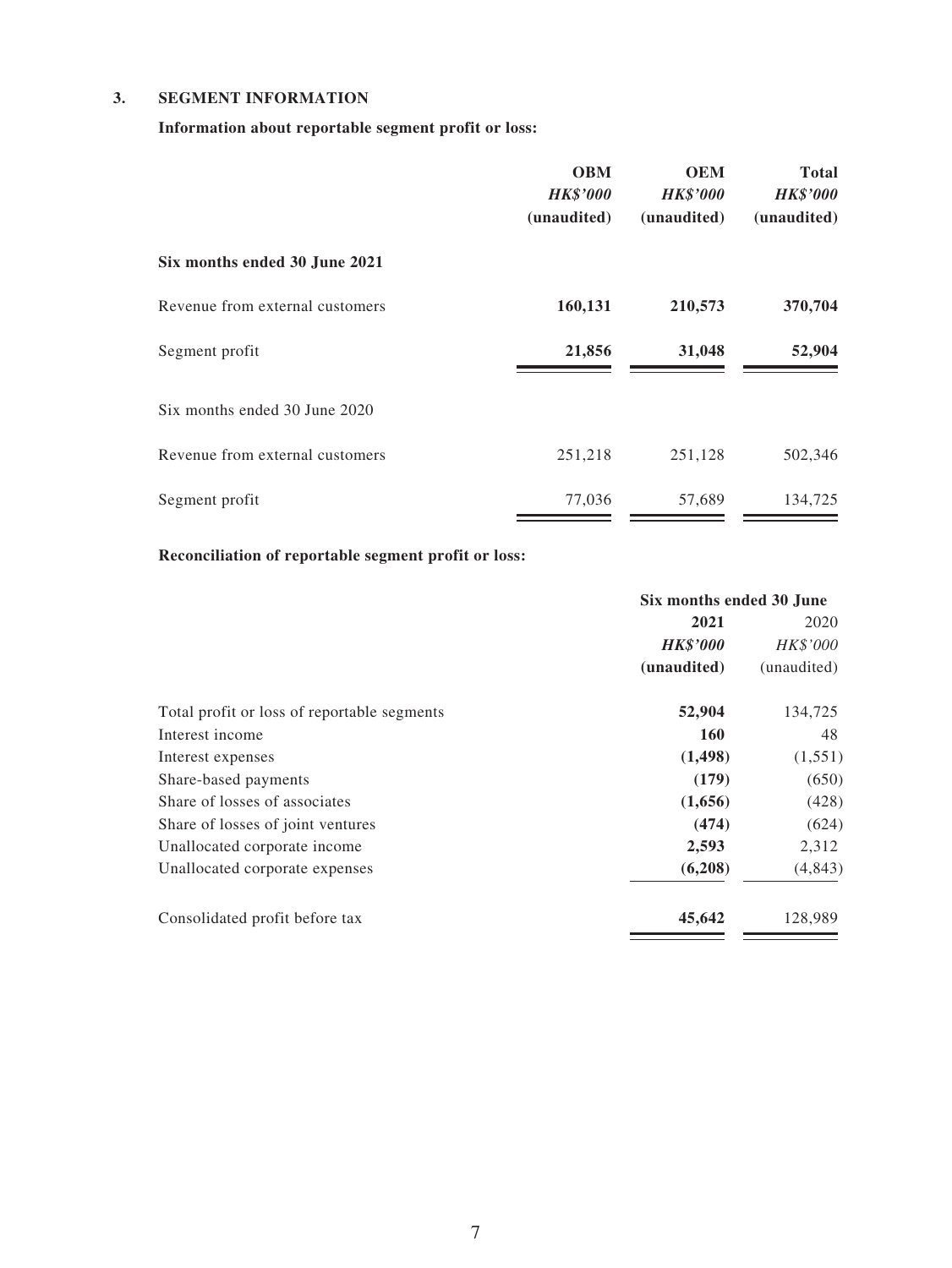## 3. SEGMENT INFORMATION

**Information about reportable segment profit or loss:**

| | OBM | OEM | Total |
|---|---|---|---|
| | ***HK$'000*** | ***HK$'000*** | ***HK$'000*** |
| | **(unaudited)** | **(unaudited)** | **(unaudited)** |
| **Six months ended 30 June 2021** | | | |
| Revenue from external customers | **160,131** | **210,573** | **370,704** |
| Segment profit | **21,856** | **31,048** | **52,904** |
| Six months ended 30 June 2020 | | | |
| Revenue from external customers | 251,218 | 251,128 | 502,346 |
| Segment profit | 77,036 | 57,689 | 134,725 |

**Reconciliation of reportable segment profit or loss:**

| | Six months ended 30 June | |
|---|---|---|
| | **2021** | 2020 |
| | ***HK$'000*** | *HK$'000* |
| | **(unaudited)** | (unaudited) |
| Total profit or loss of reportable segments | **52,904** | 134,725 |
| Interest income | **160** | 48 |
| Interest expenses | **(1,498)** | (1,551) |
| Share-based payments | **(179)** | (650) |
| Share of losses of associates | **(1,656)** | (428) |
| Share of losses of joint ventures | **(474)** | (624) |
| Unallocated corporate income | **2,593** | 2,312 |
| Unallocated corporate expenses | **(6,208)** | (4,843) |
| Consolidated profit before tax | **45,642** | 128,989 |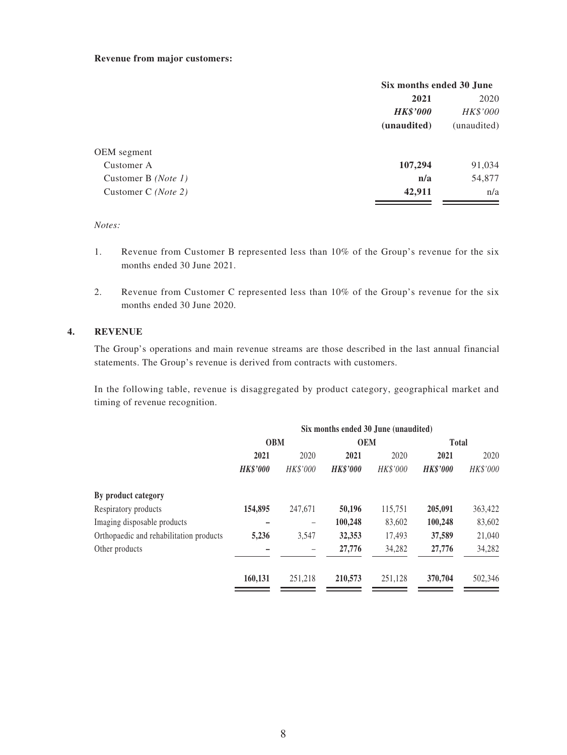**Revenue from major customers:**

| | Six months ended 30 June | |
|---|---|---|
| | **2021** | 2020 |
| | ***HK$'000*** | *HK$'000* |
| | **(unaudited)** | (unaudited) |
| OEM segment | | |
| Customer A | **107,294** | 91,034 |
| Customer B *(Note 1)* | **n/a** | 54,877 |
| Customer C *(Note 2)* | **42,911** | n/a |

*Notes:*

1. Revenue from Customer B represented less than 10% of the Group's revenue for the six months ended 30 June 2021.

2. Revenue from Customer C represented less than 10% of the Group's revenue for the six months ended 30 June 2020.

## 4. REVENUE

The Group's operations and main revenue streams are those described in the last annual financial statements. The Group's revenue is derived from contracts with customers.

In the following table, revenue is disaggregated by product category, geographical market and timing of revenue recognition.

| | Six months ended 30 June (unaudited) | | | | | |
|---|---|---|---|---|---|---|
| | OBM | | OEM | | Total | |
| | **2021** | 2020 | **2021** | 2020 | **2021** | 2020 |
| | ***HK$'000*** | *HK$'000* | ***HK$'000*** | *HK$'000* | ***HK$'000*** | *HK$'000* |
| **By product category** | | | | | | |
| Respiratory products | **154,895** | 247,671 | **50,196** | 115,751 | **205,091** | 363,422 |
| Imaging disposable products | **–** | – | **100,248** | 83,602 | **100,248** | 83,602 |
| Orthopaedic and rehabilitation products | **5,236** | 3,547 | **32,353** | 17,493 | **37,589** | 21,040 |
| Other products | **–** | – | **27,776** | 34,282 | **27,776** | 34,282 |
| | **160,131** | 251,218 | **210,573** | 251,128 | **370,704** | 502,346 |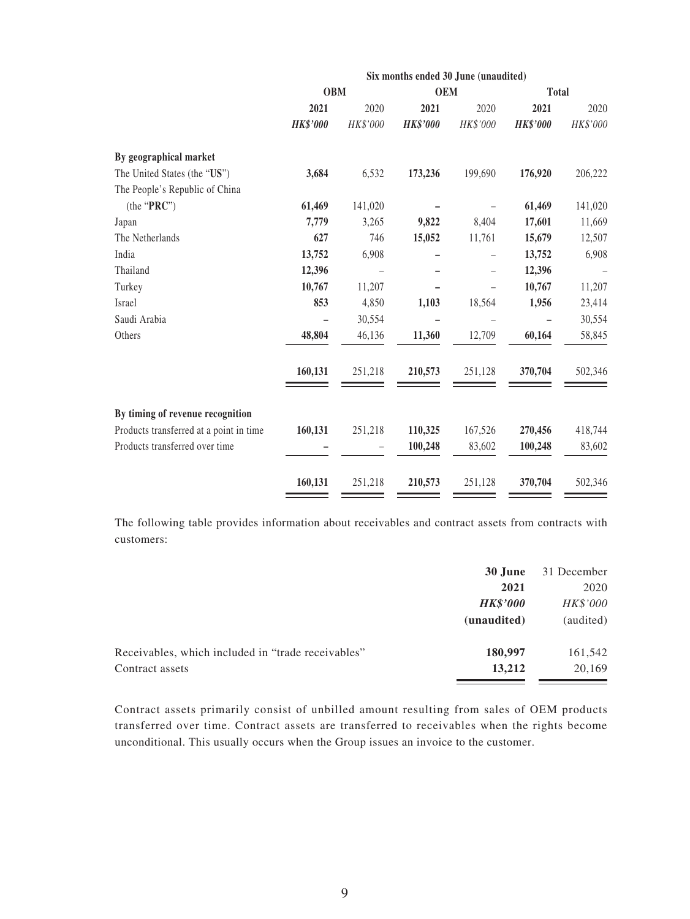| | Six months ended 30 June (unaudited) | | | | | |
|---|---|---|---|---|---|---|
| | **OBM** | | **OEM** | | **Total** | |
| | **2021** | 2020 | **2021** | 2020 | **2021** | 2020 |
| | ***HK$'000*** | *HK$'000* | ***HK$'000*** | *HK$'000* | ***HK$'000*** | *HK$'000* |
| **By geographical market** | | | | | | |
| The United States (the "**US**") | **3,684** | 6,532 | **173,236** | 199,690 | **176,920** | 206,222 |
| The People's Republic of China (the "**PRC**") | **61,469** | 141,020 | **–** | – | **61,469** | 141,020 |
| Japan | **7,779** | 3,265 | **9,822** | 8,404 | **17,601** | 11,669 |
| The Netherlands | **627** | 746 | **15,052** | 11,761 | **15,679** | 12,507 |
| India | **13,752** | 6,908 | **–** | – | **13,752** | 6,908 |
| Thailand | **12,396** | – | **–** | – | **12,396** | – |
| Turkey | **10,767** | 11,207 | **–** | – | **10,767** | 11,207 |
| Israel | **853** | 4,850 | **1,103** | 18,564 | **1,956** | 23,414 |
| Saudi Arabia | **–** | 30,554 | **–** | – | **–** | 30,554 |
| Others | **48,804** | 46,136 | **11,360** | 12,709 | **60,164** | 58,845 |
| | **160,131** | 251,218 | **210,573** | 251,128 | **370,704** | 502,346 |
| **By timing of revenue recognition** | | | | | | |
| Products transferred at a point in time | **160,131** | 251,218 | **110,325** | 167,526 | **270,456** | 418,744 |
| Products transferred over time | **–** | – | **100,248** | 83,602 | **100,248** | 83,602 |
| | **160,131** | 251,218 | **210,573** | 251,128 | **370,704** | 502,346 |

The following table provides information about receivables and contract assets from contracts with customers:

| | **30 June 2021** | 31 December 2020 |
|---|---|---|
| | ***HK$'000*** | *HK$'000* |
| | **(unaudited)** | (audited) |
| Receivables, which included in "trade receivables" | **180,997** | 161,542 |
| Contract assets | **13,212** | 20,169 |

Contract assets primarily consist of unbilled amount resulting from sales of OEM products transferred over time. Contract assets are transferred to receivables when the rights become unconditional. This usually occurs when the Group issues an invoice to the customer.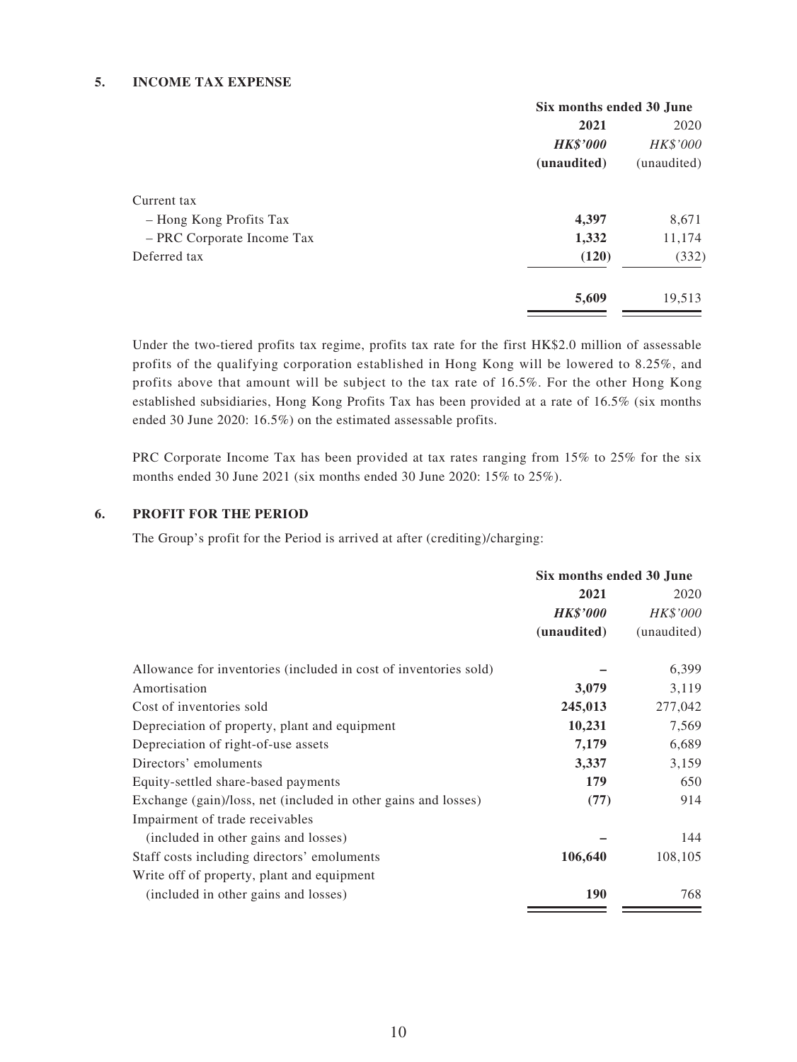## 5. INCOME TAX EXPENSE

| | Six months ended 30 June | |
|---|---|---|
| | **2021** | 2020 |
| | ***HK$'000*** | *HK$'000* |
| | **(unaudited)** | (unaudited) |
| Current tax | | |
| – Hong Kong Profits Tax | **4,397** | 8,671 |
| – PRC Corporate Income Tax | **1,332** | 11,174 |
| Deferred tax | **(120)** | (332) |
| | **5,609** | 19,513 |

Under the two-tiered profits tax regime, profits tax rate for the first HK$2.0 million of assessable profits of the qualifying corporation established in Hong Kong will be lowered to 8.25%, and profits above that amount will be subject to the tax rate of 16.5%. For the other Hong Kong established subsidiaries, Hong Kong Profits Tax has been provided at a rate of 16.5% (six months ended 30 June 2020: 16.5%) on the estimated assessable profits.

PRC Corporate Income Tax has been provided at tax rates ranging from 15% to 25% for the six months ended 30 June 2021 (six months ended 30 June 2020: 15% to 25%).

## 6. PROFIT FOR THE PERIOD

The Group's profit for the Period is arrived at after (crediting)/charging:

| | Six months ended 30 June | |
|---|---|---|
| | **2021** | 2020 |
| | ***HK$'000*** | *HK$'000* |
| | **(unaudited)** | (unaudited) |
| Allowance for inventories (included in cost of inventories sold) | **–** | 6,399 |
| Amortisation | **3,079** | 3,119 |
| Cost of inventories sold | **245,013** | 277,042 |
| Depreciation of property, plant and equipment | **10,231** | 7,569 |
| Depreciation of right-of-use assets | **7,179** | 6,689 |
| Directors' emoluments | **3,337** | 3,159 |
| Equity-settled share-based payments | **179** | 650 |
| Exchange (gain)/loss, net (included in other gains and losses) | **(77)** | 914 |
| Impairment of trade receivables (included in other gains and losses) | **–** | 144 |
| Staff costs including directors' emoluments | **106,640** | 108,105 |
| Write off of property, plant and equipment (included in other gains and losses) | **190** | 768 |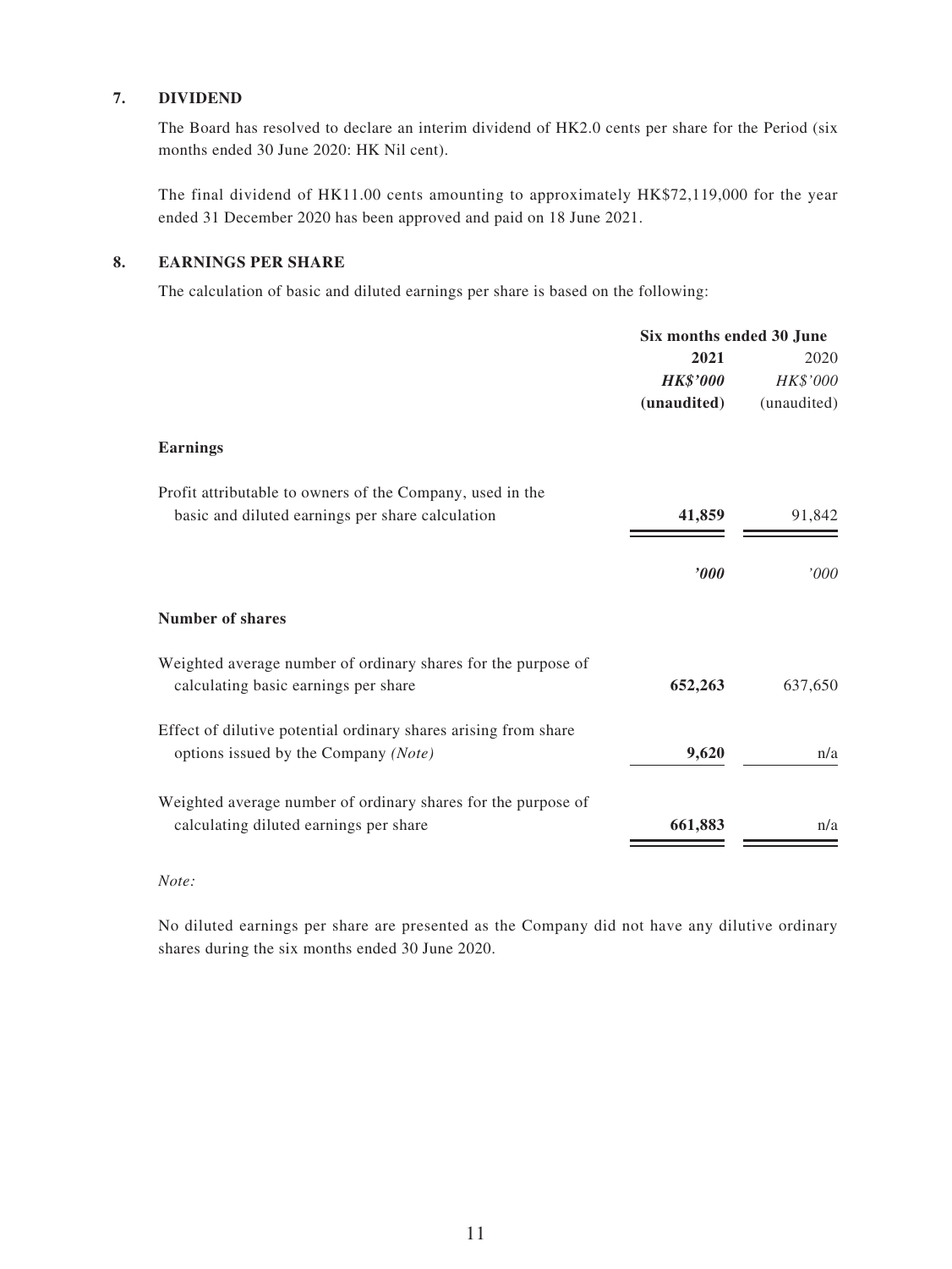## 7. DIVIDEND

The Board has resolved to declare an interim dividend of HK2.0 cents per share for the Period (six months ended 30 June 2020: HK Nil cent).

The final dividend of HK11.00 cents amounting to approximately HK$72,119,000 for the year ended 31 December 2020 has been approved and paid on 18 June 2021.

## 8. EARNINGS PER SHARE

The calculation of basic and diluted earnings per share is based on the following:

| | Six months ended 30 June | |
|---|---|---|
| | **2021** | 2020 |
| | ***HK$'000*** | *HK$'000* |
| | **(unaudited)** | (unaudited) |
| **Earnings** | | |
| Profit attributable to owners of the Company, used in the basic and diluted earnings per share calculation | **41,859** | 91,842 |
| | ***'000*** | *'000* |
| **Number of shares** | | |
| Weighted average number of ordinary shares for the purpose of calculating basic earnings per share | **652,263** | 637,650 |
| Effect of dilutive potential ordinary shares arising from share options issued by the Company *(Note)* | **9,620** | n/a |
| Weighted average number of ordinary shares for the purpose of calculating diluted earnings per share | **661,883** | n/a |

*Note:*

No diluted earnings per share are presented as the Company did not have any dilutive ordinary shares during the six months ended 30 June 2020.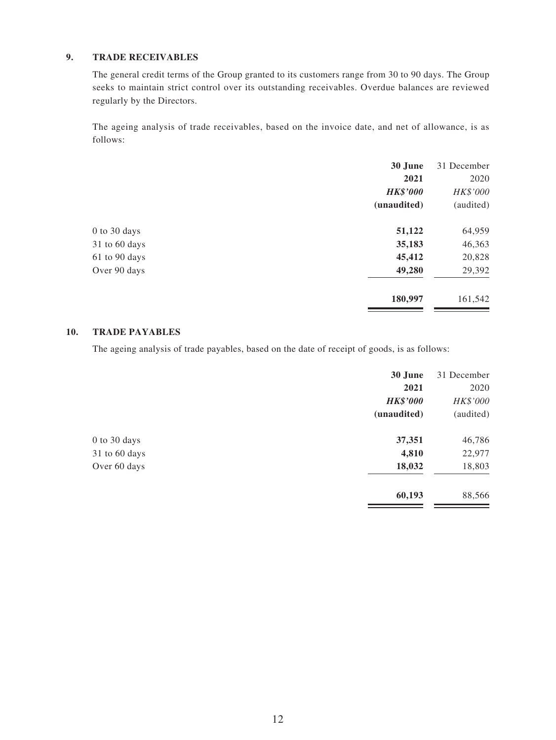## 9. TRADE RECEIVABLES

The general credit terms of the Group granted to its customers range from 30 to 90 days. The Group seeks to maintain strict control over its outstanding receivables. Overdue balances are reviewed regularly by the Directors.

The ageing analysis of trade receivables, based on the invoice date, and net of allowance, is as follows:

| | **30 June 2021** | 31 December 2020 |
|---|---|---|
| | ***HK$'000*** | *HK$'000* |
| | **(unaudited)** | (audited) |
| 0 to 30 days | **51,122** | 64,959 |
| 31 to 60 days | **35,183** | 46,363 |
| 61 to 90 days | **45,412** | 20,828 |
| Over 90 days | **49,280** | 29,392 |
| | **180,997** | 161,542 |

## 10. TRADE PAYABLES

The ageing analysis of trade payables, based on the date of receipt of goods, is as follows:

| | **30 June 2021** | 31 December 2020 |
|---|---|---|
| | ***HK$'000*** | *HK$'000* |
| | **(unaudited)** | (audited) |
| 0 to 30 days | **37,351** | 46,786 |
| 31 to 60 days | **4,810** | 22,977 |
| Over 60 days | **18,032** | 18,803 |
| | **60,193** | 88,566 |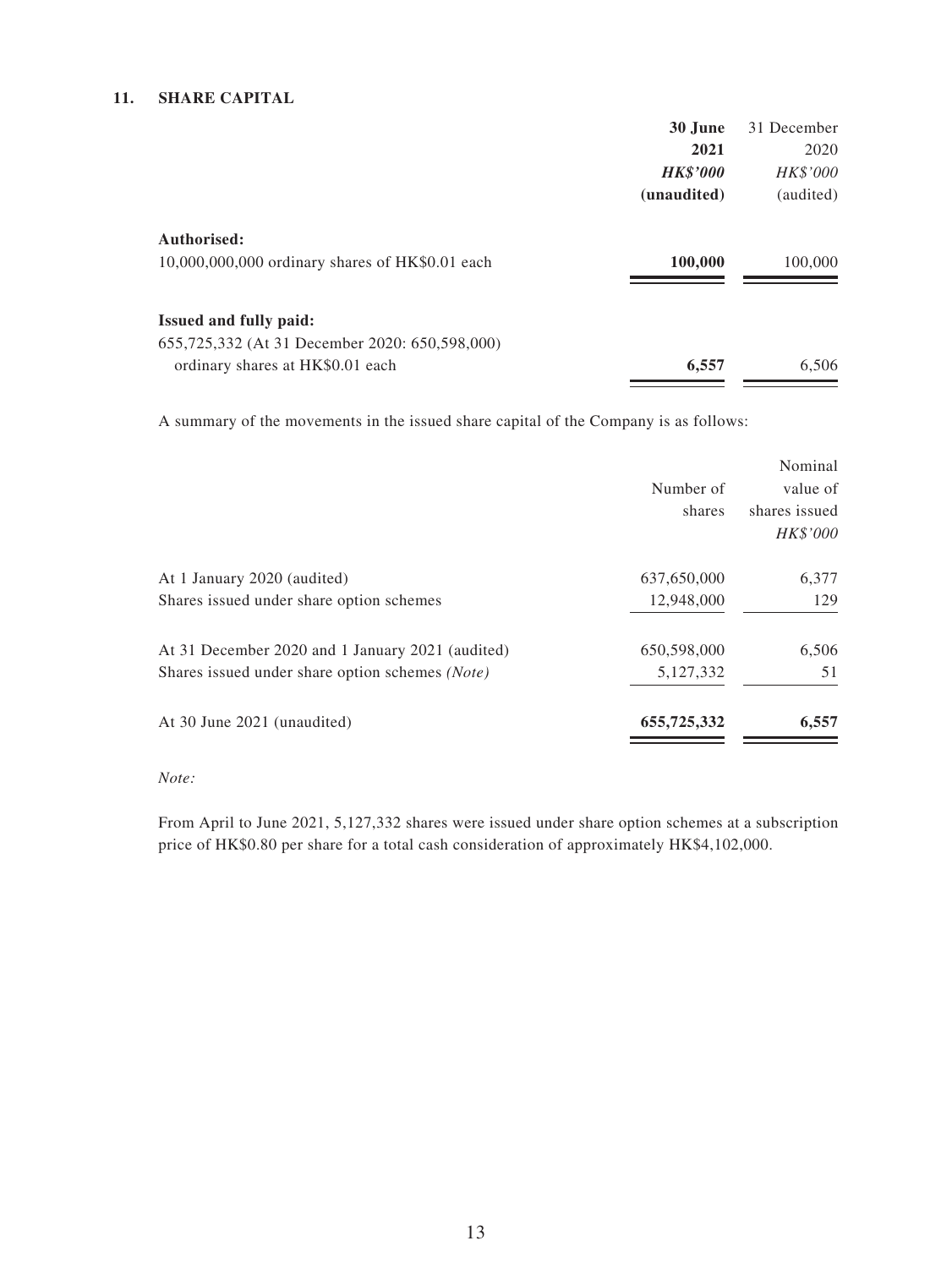## 11. SHARE CAPITAL

| | **30 June 2021** | 31 December 2020 |
|---|---|---|
| | ***HK$'000*** | *HK$'000* |
| | **(unaudited)** | (audited) |
| **Authorised:** | | |
| 10,000,000,000 ordinary shares of HK$0.01 each | **100,000** | 100,000 |
| **Issued and fully paid:** | | |
| 655,725,332 (At 31 December 2020: 650,598,000) ordinary shares at HK$0.01 each | **6,557** | 6,506 |

A summary of the movements in the issued share capital of the Company is as follows:

| | Number of shares | Nominal value of shares issued |
|---|---|---|
| | | *HK$'000* |
| At 1 January 2020 (audited) | 637,650,000 | 6,377 |
| Shares issued under share option schemes | 12,948,000 | 129 |
| At 31 December 2020 and 1 January 2021 (audited) | 650,598,000 | 6,506 |
| Shares issued under share option schemes *(Note)* | 5,127,332 | 51 |
| At 30 June 2021 (unaudited) | **655,725,332** | **6,557** |

*Note:*

From April to June 2021, 5,127,332 shares were issued under share option schemes at a subscription price of HK$0.80 per share for a total cash consideration of approximately HK$4,102,000.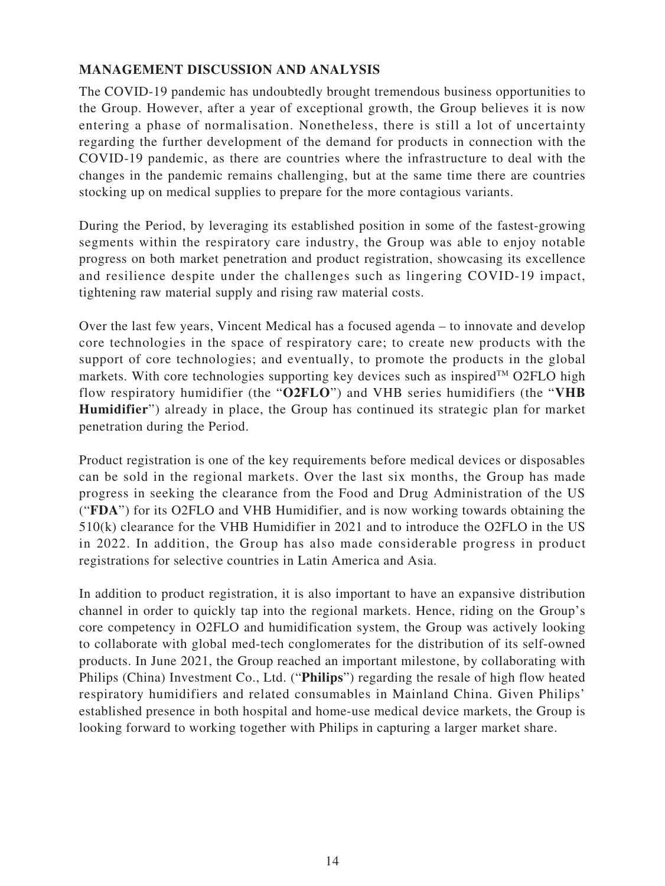## MANAGEMENT DISCUSSION AND ANALYSIS

The COVID-19 pandemic has undoubtedly brought tremendous business opportunities to the Group. However, after a year of exceptional growth, the Group believes it is now entering a phase of normalisation. Nonetheless, there is still a lot of uncertainty regarding the further development of the demand for products in connection with the COVID-19 pandemic, as there are countries where the infrastructure to deal with the changes in the pandemic remains challenging, but at the same time there are countries stocking up on medical supplies to prepare for the more contagious variants.

During the Period, by leveraging its established position in some of the fastest-growing segments within the respiratory care industry, the Group was able to enjoy notable progress on both market penetration and product registration, showcasing its excellence and resilience despite under the challenges such as lingering COVID-19 impact, tightening raw material supply and rising raw material costs.

Over the last few years, Vincent Medical has a focused agenda – to innovate and develop core technologies in the space of respiratory care; to create new products with the support of core technologies; and eventually, to promote the products in the global markets. With core technologies supporting key devices such as inspired™ O2FLO high flow respiratory humidifier (the "**O2FLO**") and VHB series humidifiers (the "**VHB Humidifier**") already in place, the Group has continued its strategic plan for market penetration during the Period.

Product registration is one of the key requirements before medical devices or disposables can be sold in the regional markets. Over the last six months, the Group has made progress in seeking the clearance from the Food and Drug Administration of the US ("**FDA**") for its O2FLO and VHB Humidifier, and is now working towards obtaining the 510(k) clearance for the VHB Humidifier in 2021 and to introduce the O2FLO in the US in 2022. In addition, the Group has also made considerable progress in product registrations for selective countries in Latin America and Asia.

In addition to product registration, it is also important to have an expansive distribution channel in order to quickly tap into the regional markets. Hence, riding on the Group's core competency in O2FLO and humidification system, the Group was actively looking to collaborate with global med-tech conglomerates for the distribution of its self-owned products. In June 2021, the Group reached an important milestone, by collaborating with Philips (China) Investment Co., Ltd. ("**Philips**") regarding the resale of high flow heated respiratory humidifiers and related consumables in Mainland China. Given Philips' established presence in both hospital and home-use medical device markets, the Group is looking forward to working together with Philips in capturing a larger market share.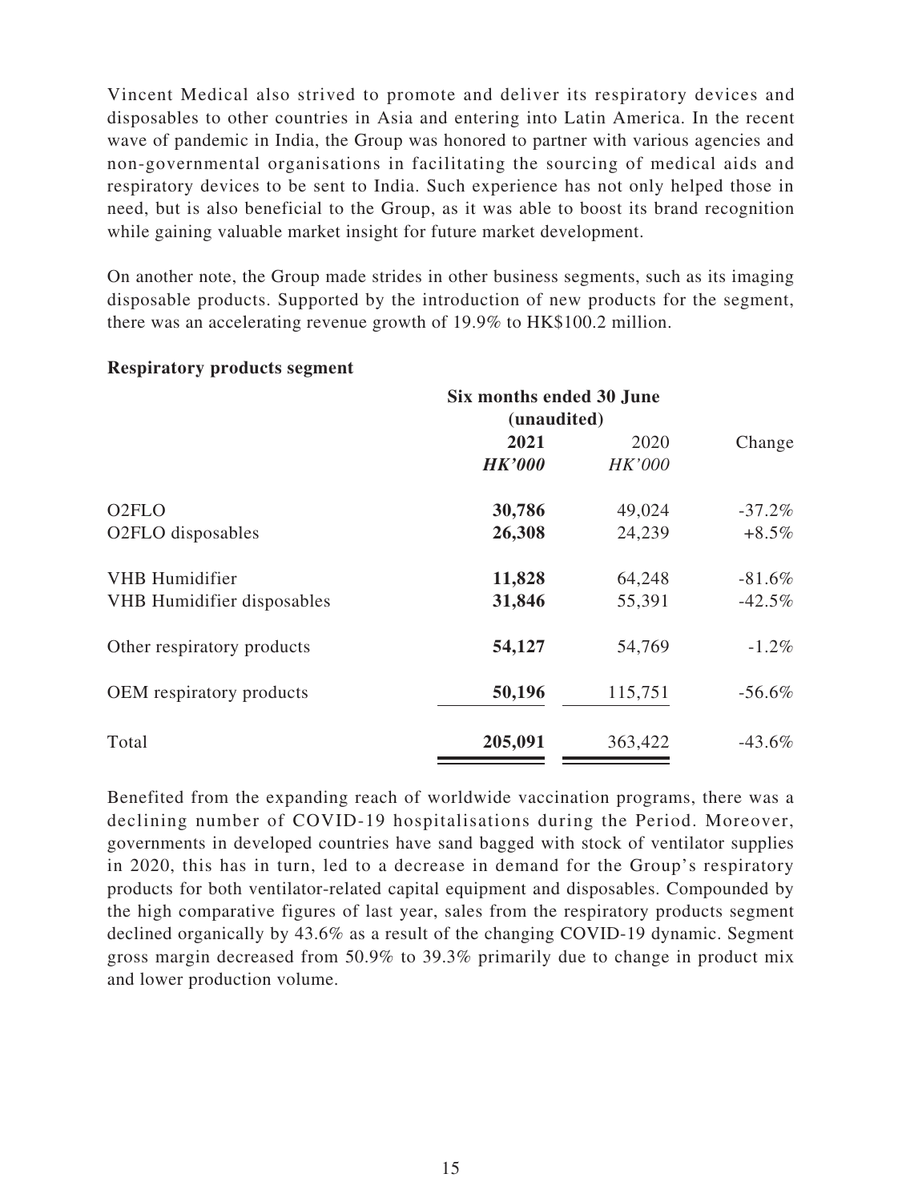Vincent Medical also strived to promote and deliver its respiratory devices and disposables to other countries in Asia and entering into Latin America. In the recent wave of pandemic in India, the Group was honored to partner with various agencies and non-governmental organisations in facilitating the sourcing of medical aids and respiratory devices to be sent to India. Such experience has not only helped those in need, but is also beneficial to the Group, as it was able to boost its brand recognition while gaining valuable market insight for future market development.

On another note, the Group made strides in other business segments, such as its imaging disposable products. Supported by the introduction of new products for the segment, there was an accelerating revenue growth of 19.9% to HK$100.2 million.

**Respiratory products segment**

| | Six months ended 30 June (unaudited) | | |
|---|---|---|---|
| | **2021** | 2020 | Change |
| | ***HK'000*** | *HK'000* | |
| O2FLO | **30,786** | 49,024 | -37.2% |
| O2FLO disposables | **26,308** | 24,239 | +8.5% |
| VHB Humidifier | **11,828** | 64,248 | -81.6% |
| VHB Humidifier disposables | **31,846** | 55,391 | -42.5% |
| Other respiratory products | **54,127** | 54,769 | -1.2% |
| OEM respiratory products | **50,196** | 115,751 | -56.6% |
| Total | **205,091** | 363,422 | -43.6% |

Benefited from the expanding reach of worldwide vaccination programs, there was a declining number of COVID-19 hospitalisations during the Period. Moreover, governments in developed countries have sand bagged with stock of ventilator supplies in 2020, this has in turn, led to a decrease in demand for the Group's respiratory products for both ventilator-related capital equipment and disposables. Compounded by the high comparative figures of last year, sales from the respiratory products segment declined organically by 43.6% as a result of the changing COVID-19 dynamic. Segment gross margin decreased from 50.9% to 39.3% primarily due to change in product mix and lower production volume.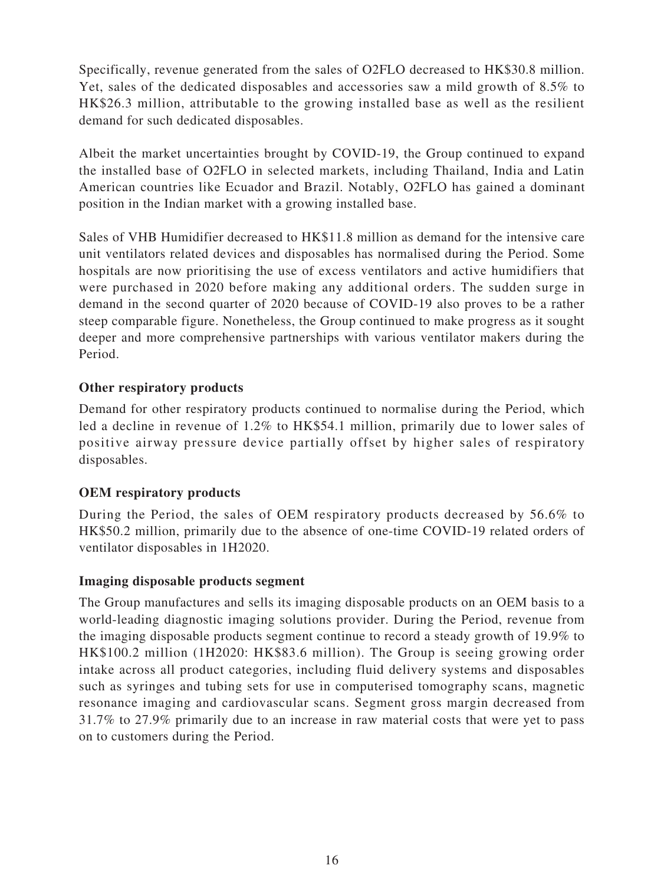Specifically, revenue generated from the sales of O2FLO decreased to HK$30.8 million. Yet, sales of the dedicated disposables and accessories saw a mild growth of 8.5% to HK$26.3 million, attributable to the growing installed base as well as the resilient demand for such dedicated disposables.

Albeit the market uncertainties brought by COVID-19, the Group continued to expand the installed base of O2FLO in selected markets, including Thailand, India and Latin American countries like Ecuador and Brazil. Notably, O2FLO has gained a dominant position in the Indian market with a growing installed base.

Sales of VHB Humidifier decreased to HK$11.8 million as demand for the intensive care unit ventilators related devices and disposables has normalised during the Period. Some hospitals are now prioritising the use of excess ventilators and active humidifiers that were purchased in 2020 before making any additional orders. The sudden surge in demand in the second quarter of 2020 because of COVID-19 also proves to be a rather steep comparable figure. Nonetheless, the Group continued to make progress as it sought deeper and more comprehensive partnerships with various ventilator makers during the Period.

**Other respiratory products**

Demand for other respiratory products continued to normalise during the Period, which led a decline in revenue of 1.2% to HK$54.1 million, primarily due to lower sales of positive airway pressure device partially offset by higher sales of respiratory disposables.

**OEM respiratory products**

During the Period, the sales of OEM respiratory products decreased by 56.6% to HK$50.2 million, primarily due to the absence of one-time COVID-19 related orders of ventilator disposables in 1H2020.

**Imaging disposable products segment**

The Group manufactures and sells its imaging disposable products on an OEM basis to a world-leading diagnostic imaging solutions provider. During the Period, revenue from the imaging disposable products segment continue to record a steady growth of 19.9% to HK$100.2 million (1H2020: HK$83.6 million). The Group is seeing growing order intake across all product categories, including fluid delivery systems and disposables such as syringes and tubing sets for use in computerised tomography scans, magnetic resonance imaging and cardiovascular scans. Segment gross margin decreased from 31.7% to 27.9% primarily due to an increase in raw material costs that were yet to pass on to customers during the Period.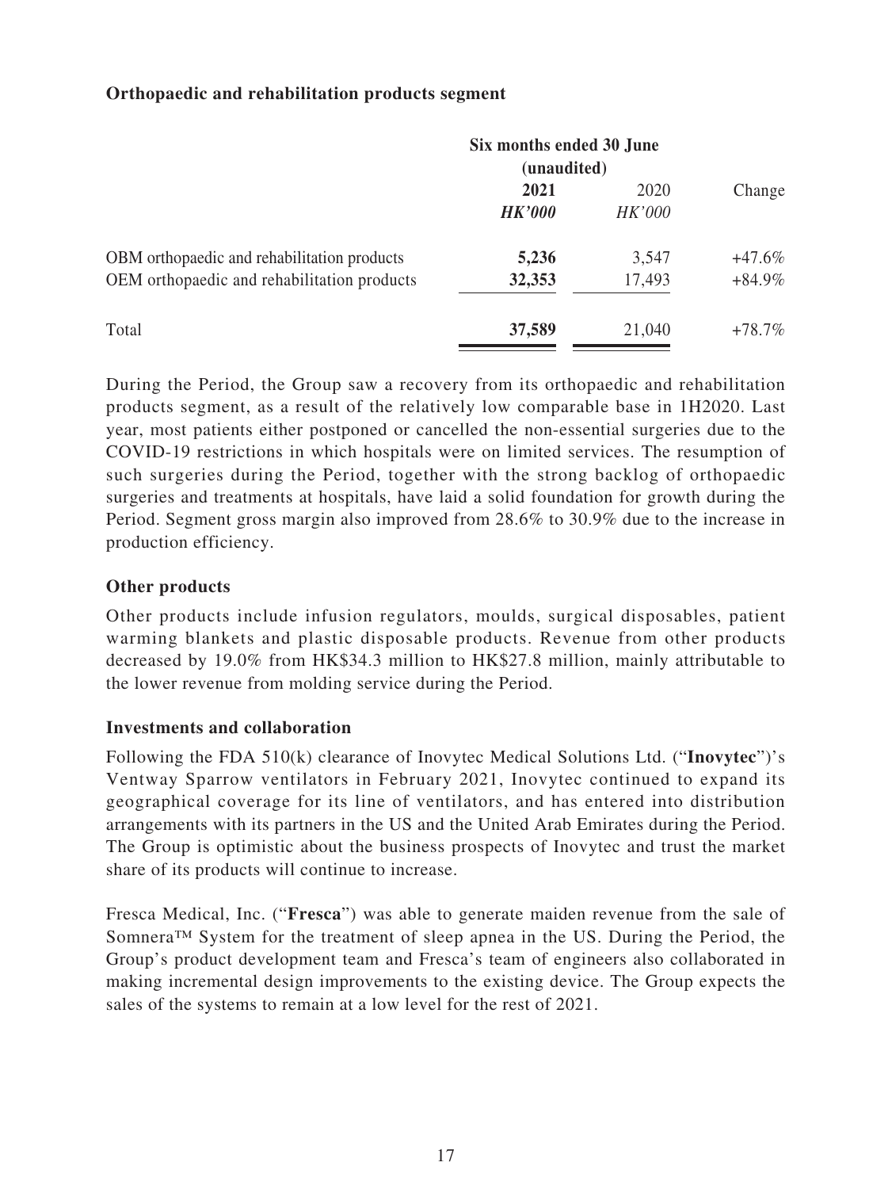**Orthopaedic and rehabilitation products segment**

| | Six months ended 30 June (unaudited) | | |
|---|---|---|---|
| | **2021** | 2020 | Change |
| | ***HK'000*** | *HK'000* | |
| OBM orthopaedic and rehabilitation products | **5,236** | 3,547 | +47.6% |
| OEM orthopaedic and rehabilitation products | **32,353** | 17,493 | +84.9% |
| Total | **37,589** | 21,040 | +78.7% |

During the Period, the Group saw a recovery from its orthopaedic and rehabilitation products segment, as a result of the relatively low comparable base in 1H2020. Last year, most patients either postponed or cancelled the non-essential surgeries due to the COVID-19 restrictions in which hospitals were on limited services. The resumption of such surgeries during the Period, together with the strong backlog of orthopaedic surgeries and treatments at hospitals, have laid a solid foundation for growth during the Period. Segment gross margin also improved from 28.6% to 30.9% due to the increase in production efficiency.

**Other products**

Other products include infusion regulators, moulds, surgical disposables, patient warming blankets and plastic disposable products. Revenue from other products decreased by 19.0% from HK$34.3 million to HK$27.8 million, mainly attributable to the lower revenue from molding service during the Period.

**Investments and collaboration**

Following the FDA 510(k) clearance of Inovytec Medical Solutions Ltd. ("**Inovytec**")'s Ventway Sparrow ventilators in February 2021, Inovytec continued to expand its geographical coverage for its line of ventilators, and has entered into distribution arrangements with its partners in the US and the United Arab Emirates during the Period. The Group is optimistic about the business prospects of Inovytec and trust the market share of its products will continue to increase.

Fresca Medical, Inc. ("**Fresca**") was able to generate maiden revenue from the sale of Somnera™ System for the treatment of sleep apnea in the US. During the Period, the Group's product development team and Fresca's team of engineers also collaborated in making incremental design improvements to the existing device. The Group expects the sales of the systems to remain at a low level for the rest of 2021.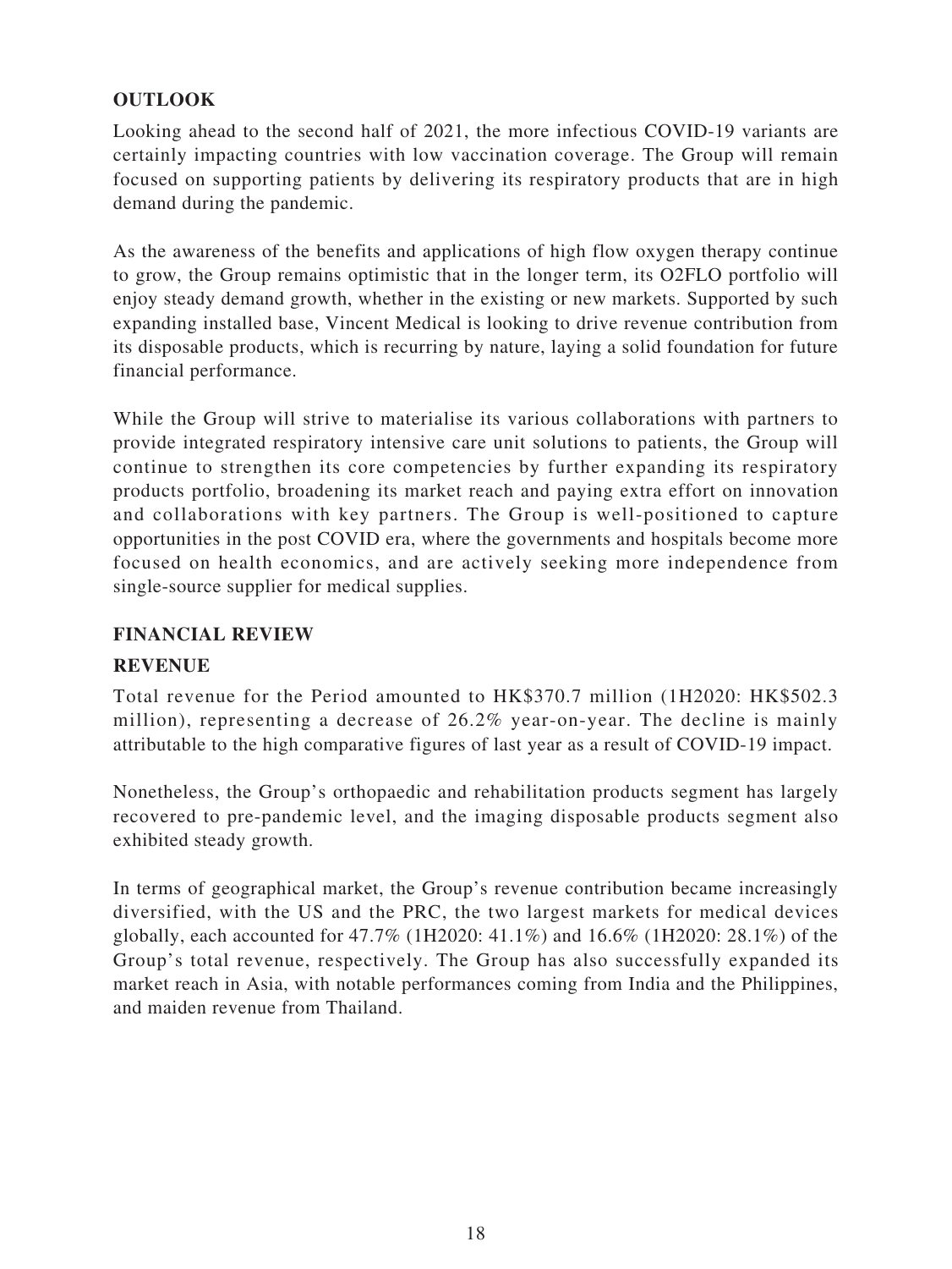## OUTLOOK

Looking ahead to the second half of 2021, the more infectious COVID-19 variants are certainly impacting countries with low vaccination coverage. The Group will remain focused on supporting patients by delivering its respiratory products that are in high demand during the pandemic.

As the awareness of the benefits and applications of high flow oxygen therapy continue to grow, the Group remains optimistic that in the longer term, its O2FLO portfolio will enjoy steady demand growth, whether in the existing or new markets. Supported by such expanding installed base, Vincent Medical is looking to drive revenue contribution from its disposable products, which is recurring by nature, laying a solid foundation for future financial performance.

While the Group will strive to materialise its various collaborations with partners to provide integrated respiratory intensive care unit solutions to patients, the Group will continue to strengthen its core competencies by further expanding its respiratory products portfolio, broadening its market reach and paying extra effort on innovation and collaborations with key partners. The Group is well-positioned to capture opportunities in the post COVID era, where the governments and hospitals become more focused on health economics, and are actively seeking more independence from single-source supplier for medical supplies.

## FINANCIAL REVIEW

### REVENUE

Total revenue for the Period amounted to HK$370.7 million (1H2020: HK$502.3 million), representing a decrease of 26.2% year-on-year. The decline is mainly attributable to the high comparative figures of last year as a result of COVID-19 impact.

Nonetheless, the Group's orthopaedic and rehabilitation products segment has largely recovered to pre-pandemic level, and the imaging disposable products segment also exhibited steady growth.

In terms of geographical market, the Group's revenue contribution became increasingly diversified, with the US and the PRC, the two largest markets for medical devices globally, each accounted for 47.7% (1H2020: 41.1%) and 16.6% (1H2020: 28.1%) of the Group's total revenue, respectively. The Group has also successfully expanded its market reach in Asia, with notable performances coming from India and the Philippines, and maiden revenue from Thailand.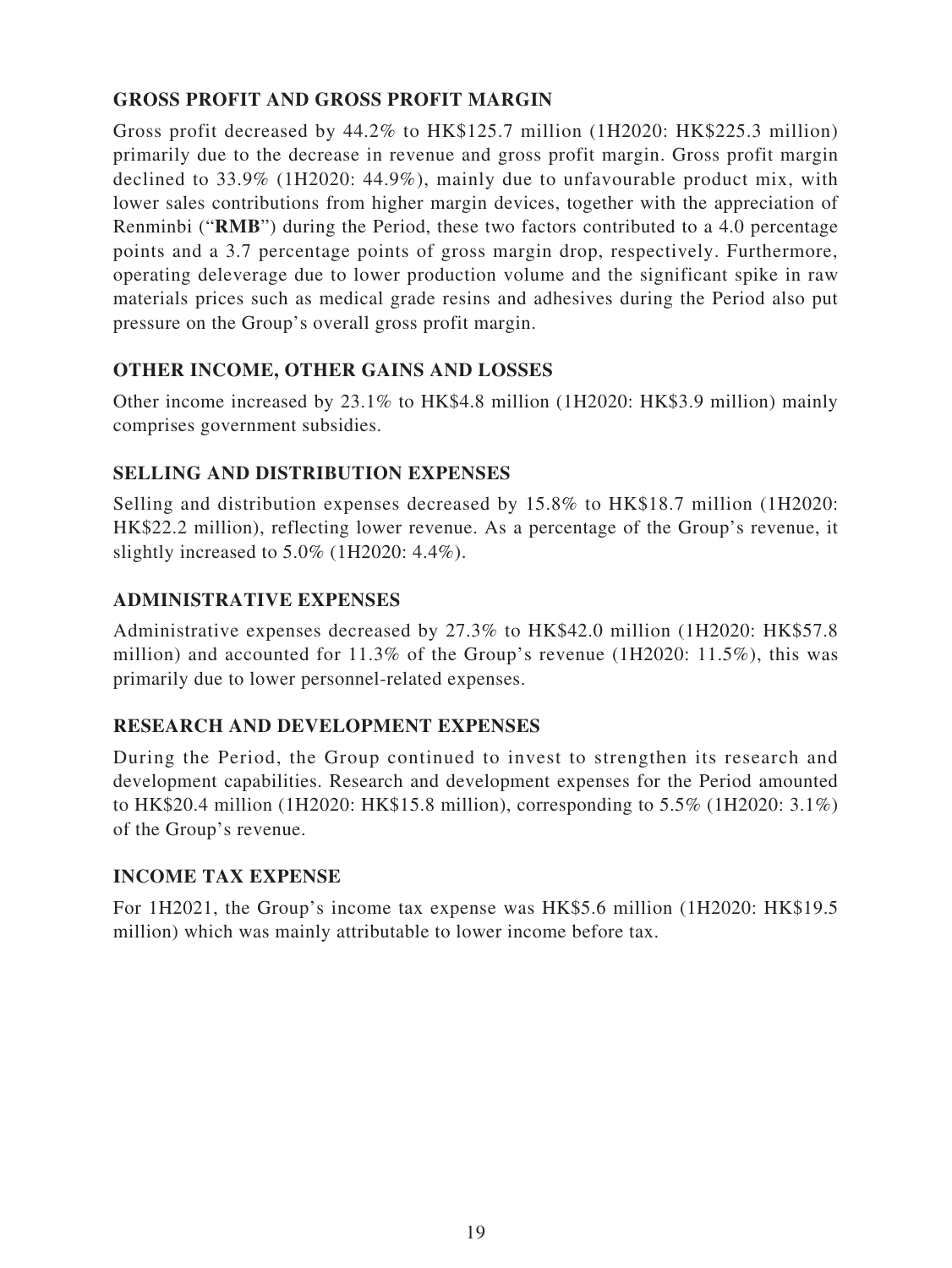## GROSS PROFIT AND GROSS PROFIT MARGIN

Gross profit decreased by 44.2% to HK$125.7 million (1H2020: HK$225.3 million) primarily due to the decrease in revenue and gross profit margin. Gross profit margin declined to 33.9% (1H2020: 44.9%), mainly due to unfavourable product mix, with lower sales contributions from higher margin devices, together with the appreciation of Renminbi ("**RMB**") during the Period, these two factors contributed to a 4.0 percentage points and a 3.7 percentage points of gross margin drop, respectively. Furthermore, operating deleverage due to lower production volume and the significant spike in raw materials prices such as medical grade resins and adhesives during the Period also put pressure on the Group's overall gross profit margin.

## OTHER INCOME, OTHER GAINS AND LOSSES

Other income increased by 23.1% to HK$4.8 million (1H2020: HK$3.9 million) mainly comprises government subsidies.

## SELLING AND DISTRIBUTION EXPENSES

Selling and distribution expenses decreased by 15.8% to HK$18.7 million (1H2020: HK$22.2 million), reflecting lower revenue. As a percentage of the Group's revenue, it slightly increased to 5.0% (1H2020: 4.4%).

## ADMINISTRATIVE EXPENSES

Administrative expenses decreased by 27.3% to HK$42.0 million (1H2020: HK$57.8 million) and accounted for 11.3% of the Group's revenue (1H2020: 11.5%), this was primarily due to lower personnel-related expenses.

## RESEARCH AND DEVELOPMENT EXPENSES

During the Period, the Group continued to invest to strengthen its research and development capabilities. Research and development expenses for the Period amounted to HK$20.4 million (1H2020: HK$15.8 million), corresponding to 5.5% (1H2020: 3.1%) of the Group's revenue.

## INCOME TAX EXPENSE

For 1H2021, the Group's income tax expense was HK$5.6 million (1H2020: HK$19.5 million) which was mainly attributable to lower income before tax.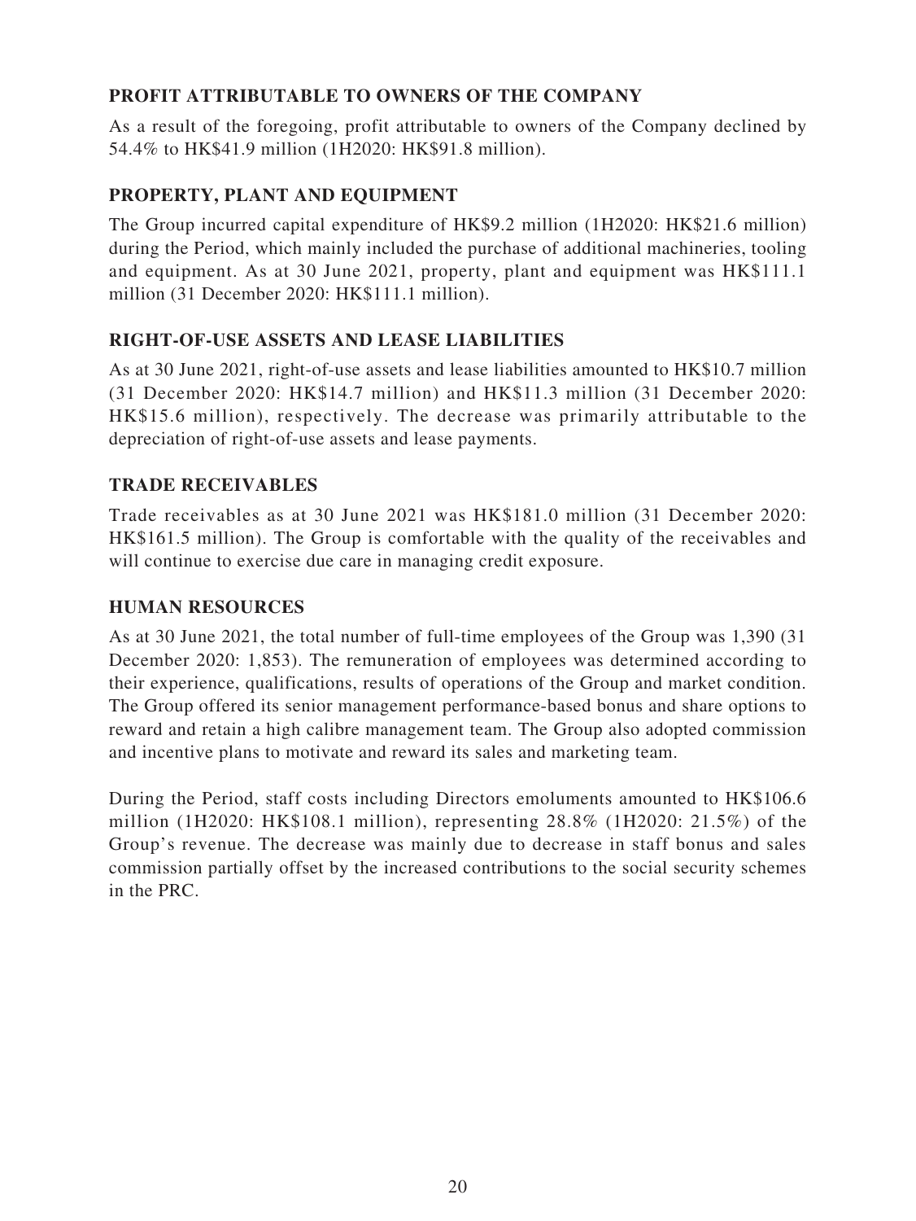## PROFIT ATTRIBUTABLE TO OWNERS OF THE COMPANY

As a result of the foregoing, profit attributable to owners of the Company declined by 54.4% to HK$41.9 million (1H2020: HK$91.8 million).

## PROPERTY, PLANT AND EQUIPMENT

The Group incurred capital expenditure of HK$9.2 million (1H2020: HK$21.6 million) during the Period, which mainly included the purchase of additional machineries, tooling and equipment. As at 30 June 2021, property, plant and equipment was HK$111.1 million (31 December 2020: HK$111.1 million).

## RIGHT-OF-USE ASSETS AND LEASE LIABILITIES

As at 30 June 2021, right-of-use assets and lease liabilities amounted to HK$10.7 million (31 December 2020: HK$14.7 million) and HK$11.3 million (31 December 2020: HK$15.6 million), respectively. The decrease was primarily attributable to the depreciation of right-of-use assets and lease payments.

## TRADE RECEIVABLES

Trade receivables as at 30 June 2021 was HK$181.0 million (31 December 2020: HK$161.5 million). The Group is comfortable with the quality of the receivables and will continue to exercise due care in managing credit exposure.

## HUMAN RESOURCES

As at 30 June 2021, the total number of full-time employees of the Group was 1,390 (31 December 2020: 1,853). The remuneration of employees was determined according to their experience, qualifications, results of operations of the Group and market condition. The Group offered its senior management performance-based bonus and share options to reward and retain a high calibre management team. The Group also adopted commission and incentive plans to motivate and reward its sales and marketing team.

During the Period, staff costs including Directors emoluments amounted to HK$106.6 million (1H2020: HK$108.1 million), representing 28.8% (1H2020: 21.5%) of the Group's revenue. The decrease was mainly due to decrease in staff bonus and sales commission partially offset by the increased contributions to the social security schemes in the PRC.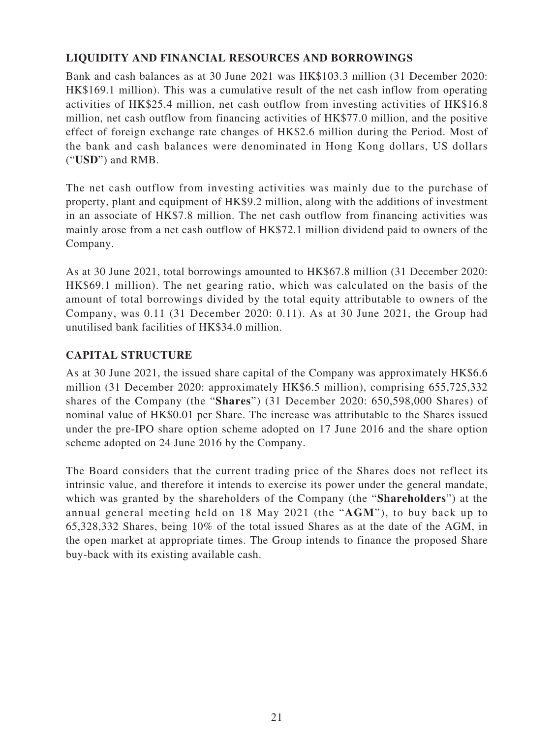## LIQUIDITY AND FINANCIAL RESOURCES AND BORROWINGS

Bank and cash balances as at 30 June 2021 was HK$103.3 million (31 December 2020: HK$169.1 million). This was a cumulative result of the net cash inflow from operating activities of HK$25.4 million, net cash outflow from investing activities of HK$16.8 million, net cash outflow from financing activities of HK$77.0 million, and the positive effect of foreign exchange rate changes of HK$2.6 million during the Period. Most of the bank and cash balances were denominated in Hong Kong dollars, US dollars ("**USD**") and RMB.

The net cash outflow from investing activities was mainly due to the purchase of property, plant and equipment of HK$9.2 million, along with the additions of investment in an associate of HK$7.8 million. The net cash outflow from financing activities was mainly arose from a net cash outflow of HK$72.1 million dividend paid to owners of the Company.

As at 30 June 2021, total borrowings amounted to HK$67.8 million (31 December 2020: HK$69.1 million). The net gearing ratio, which was calculated on the basis of the amount of total borrowings divided by the total equity attributable to owners of the Company, was 0.11 (31 December 2020: 0.11). As at 30 June 2021, the Group had unutilised bank facilities of HK$34.0 million.

## CAPITAL STRUCTURE

As at 30 June 2021, the issued share capital of the Company was approximately HK$6.6 million (31 December 2020: approximately HK$6.5 million), comprising 655,725,332 shares of the Company (the "**Shares**") (31 December 2020: 650,598,000 Shares) of nominal value of HK$0.01 per Share. The increase was attributable to the Shares issued under the pre-IPO share option scheme adopted on 17 June 2016 and the share option scheme adopted on 24 June 2016 by the Company.

The Board considers that the current trading price of the Shares does not reflect its intrinsic value, and therefore it intends to exercise its power under the general mandate, which was granted by the shareholders of the Company (the "**Shareholders**") at the annual general meeting held on 18 May 2021 (the "**AGM**"), to buy back up to 65,328,332 Shares, being 10% of the total issued Shares as at the date of the AGM, in the open market at appropriate times. The Group intends to finance the proposed Share buy-back with its existing available cash.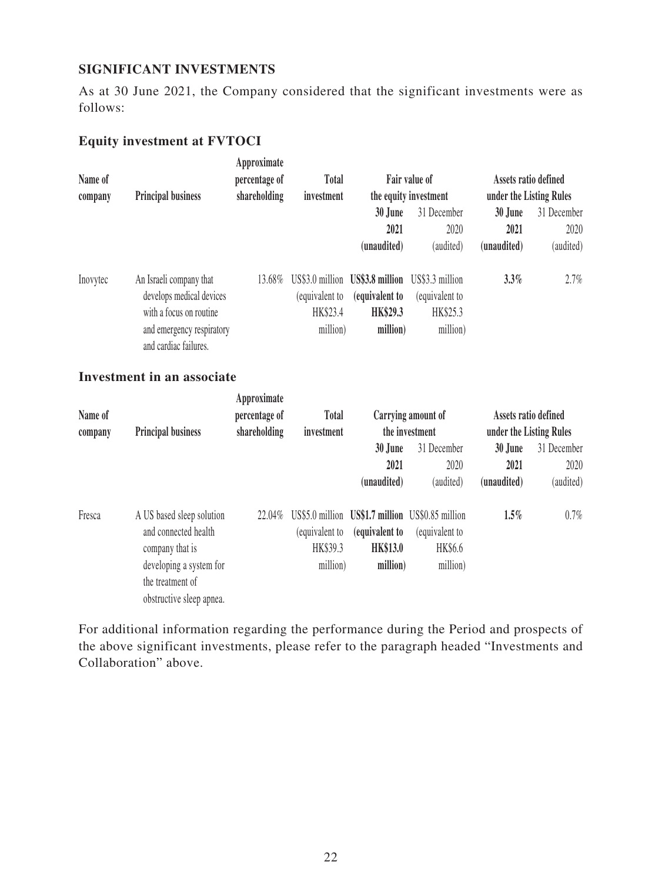## SIGNIFICANT INVESTMENTS

As at 30 June 2021, the Company considered that the significant investments were as follows:

### Equity investment at FVTOCI

| Name of company | Principal business | Approximate percentage of shareholding | Total investment | Fair value of the equity investment | | Assets ratio defined under the Listing Rules | |
|---|---|---|---|---|---|---|---|
| | | | | **30 June 2021 (unaudited)** | 31 December 2020 (audited) | **30 June 2021 (unaudited)** | 31 December 2020 (audited) |
| Inovytec | An Israeli company that develops medical devices with a focus on routine and emergency respiratory and cardiac failures. | 13.68% | US$3.0 million (equivalent to HK$23.4 million) | **US$3.8 million (equivalent to HK$29.3 million)** | US$3.3 million (equivalent to HK$25.3 million) | **3.3%** | 2.7% |

### Investment in an associate

| Name of company | Principal business | Approximate percentage of shareholding | Total investment | Carrying amount of the investment | | Assets ratio defined under the Listing Rules | |
|---|---|---|---|---|---|---|---|
| | | | | **30 June 2021 (unaudited)** | 31 December 2020 (audited) | **30 June 2021 (unaudited)** | 31 December 2020 (audited) |
| Fresca | A US based sleep solution and connected health company that is developing a system for the treatment of obstructive sleep apnea. | 22.04% | US$5.0 million (equivalent to HK$39.3 million) | **US$1.7 million (equivalent to HK$13.0 million)** | US$0.85 million (equivalent to HK$6.6 million) | **1.5%** | 0.7% |

For additional information regarding the performance during the Period and prospects of the above significant investments, please refer to the paragraph headed "Investments and Collaboration" above.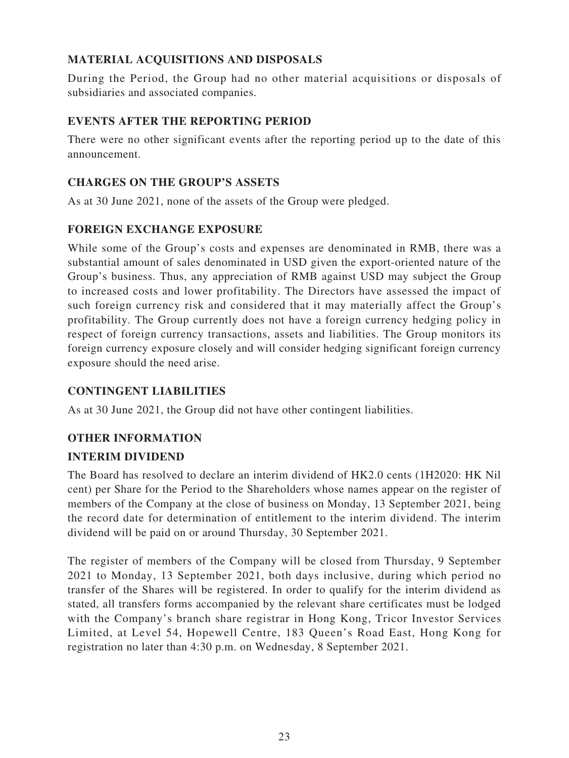## MATERIAL ACQUISITIONS AND DISPOSALS

During the Period, the Group had no other material acquisitions or disposals of subsidiaries and associated companies.

## EVENTS AFTER THE REPORTING PERIOD

There were no other significant events after the reporting period up to the date of this announcement.

## CHARGES ON THE GROUP'S ASSETS

As at 30 June 2021, none of the assets of the Group were pledged.

## FOREIGN EXCHANGE EXPOSURE

While some of the Group's costs and expenses are denominated in RMB, there was a substantial amount of sales denominated in USD given the export-oriented nature of the Group's business. Thus, any appreciation of RMB against USD may subject the Group to increased costs and lower profitability. The Directors have assessed the impact of such foreign currency risk and considered that it may materially affect the Group's profitability. The Group currently does not have a foreign currency hedging policy in respect of foreign currency transactions, assets and liabilities. The Group monitors its foreign currency exposure closely and will consider hedging significant foreign currency exposure should the need arise.

## CONTINGENT LIABILITIES

As at 30 June 2021, the Group did not have other contingent liabilities.

## OTHER INFORMATION

### INTERIM DIVIDEND

The Board has resolved to declare an interim dividend of HK2.0 cents (1H2020: HK Nil cent) per Share for the Period to the Shareholders whose names appear on the register of members of the Company at the close of business on Monday, 13 September 2021, being the record date for determination of entitlement to the interim dividend. The interim dividend will be paid on or around Thursday, 30 September 2021.

The register of members of the Company will be closed from Thursday, 9 September 2021 to Monday, 13 September 2021, both days inclusive, during which period no transfer of the Shares will be registered. In order to qualify for the interim dividend as stated, all transfers forms accompanied by the relevant share certificates must be lodged with the Company's branch share registrar in Hong Kong, Tricor Investor Services Limited, at Level 54, Hopewell Centre, 183 Queen's Road East, Hong Kong for registration no later than 4:30 p.m. on Wednesday, 8 September 2021.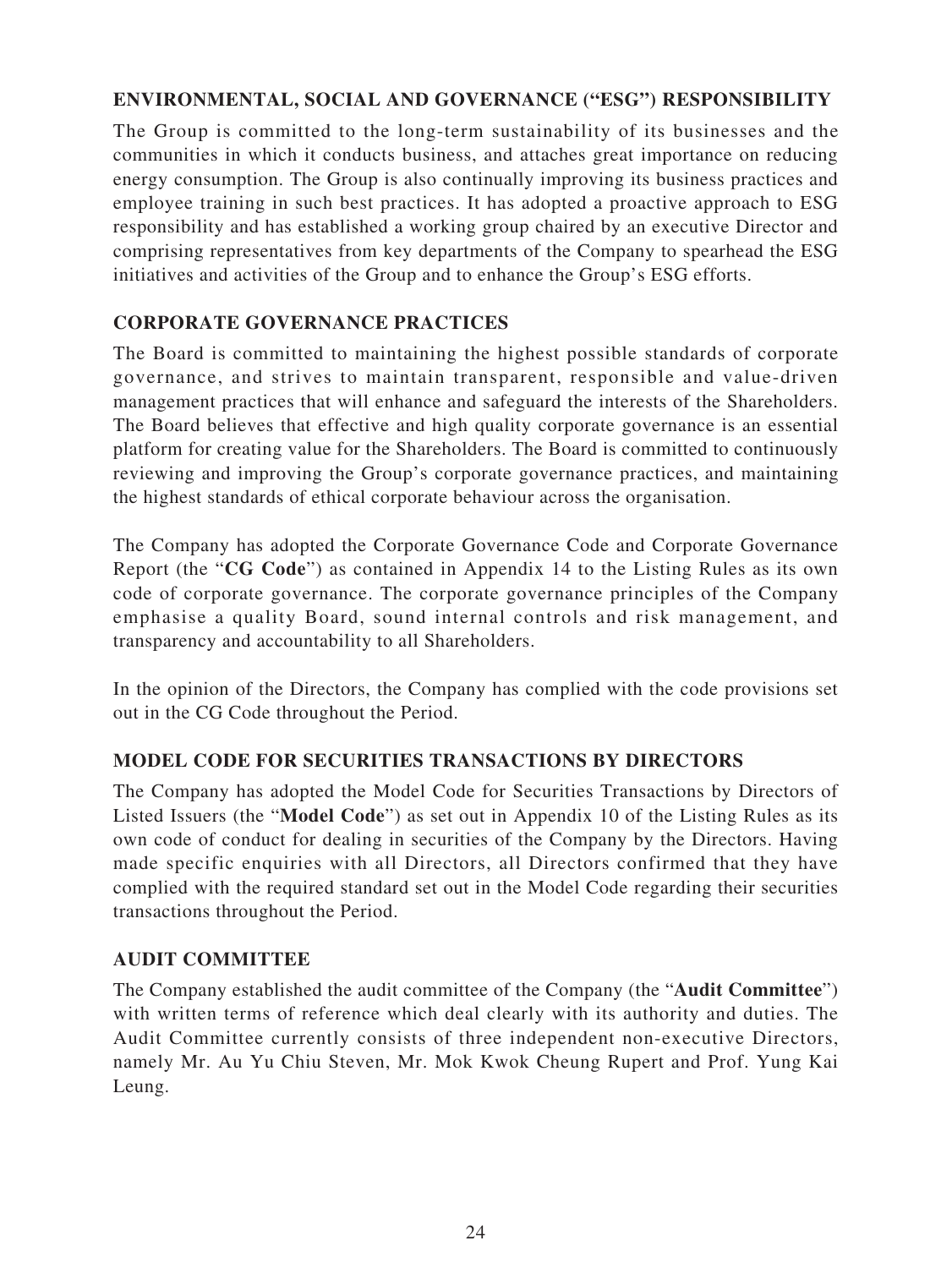## ENVIRONMENTAL, SOCIAL AND GOVERNANCE ("ESG") RESPONSIBILITY

The Group is committed to the long-term sustainability of its businesses and the communities in which it conducts business, and attaches great importance on reducing energy consumption. The Group is also continually improving its business practices and employee training in such best practices. It has adopted a proactive approach to ESG responsibility and has established a working group chaired by an executive Director and comprising representatives from key departments of the Company to spearhead the ESG initiatives and activities of the Group and to enhance the Group's ESG efforts.

## CORPORATE GOVERNANCE PRACTICES

The Board is committed to maintaining the highest possible standards of corporate governance, and strives to maintain transparent, responsible and value-driven management practices that will enhance and safeguard the interests of the Shareholders. The Board believes that effective and high quality corporate governance is an essential platform for creating value for the Shareholders. The Board is committed to continuously reviewing and improving the Group's corporate governance practices, and maintaining the highest standards of ethical corporate behaviour across the organisation.

The Company has adopted the Corporate Governance Code and Corporate Governance Report (the "**CG Code**") as contained in Appendix 14 to the Listing Rules as its own code of corporate governance. The corporate governance principles of the Company emphasise a quality Board, sound internal controls and risk management, and transparency and accountability to all Shareholders.

In the opinion of the Directors, the Company has complied with the code provisions set out in the CG Code throughout the Period.

## MODEL CODE FOR SECURITIES TRANSACTIONS BY DIRECTORS

The Company has adopted the Model Code for Securities Transactions by Directors of Listed Issuers (the "**Model Code**") as set out in Appendix 10 of the Listing Rules as its own code of conduct for dealing in securities of the Company by the Directors. Having made specific enquiries with all Directors, all Directors confirmed that they have complied with the required standard set out in the Model Code regarding their securities transactions throughout the Period.

## AUDIT COMMITTEE

The Company established the audit committee of the Company (the "**Audit Committee**") with written terms of reference which deal clearly with its authority and duties. The Audit Committee currently consists of three independent non-executive Directors, namely Mr. Au Yu Chiu Steven, Mr. Mok Kwok Cheung Rupert and Prof. Yung Kai Leung.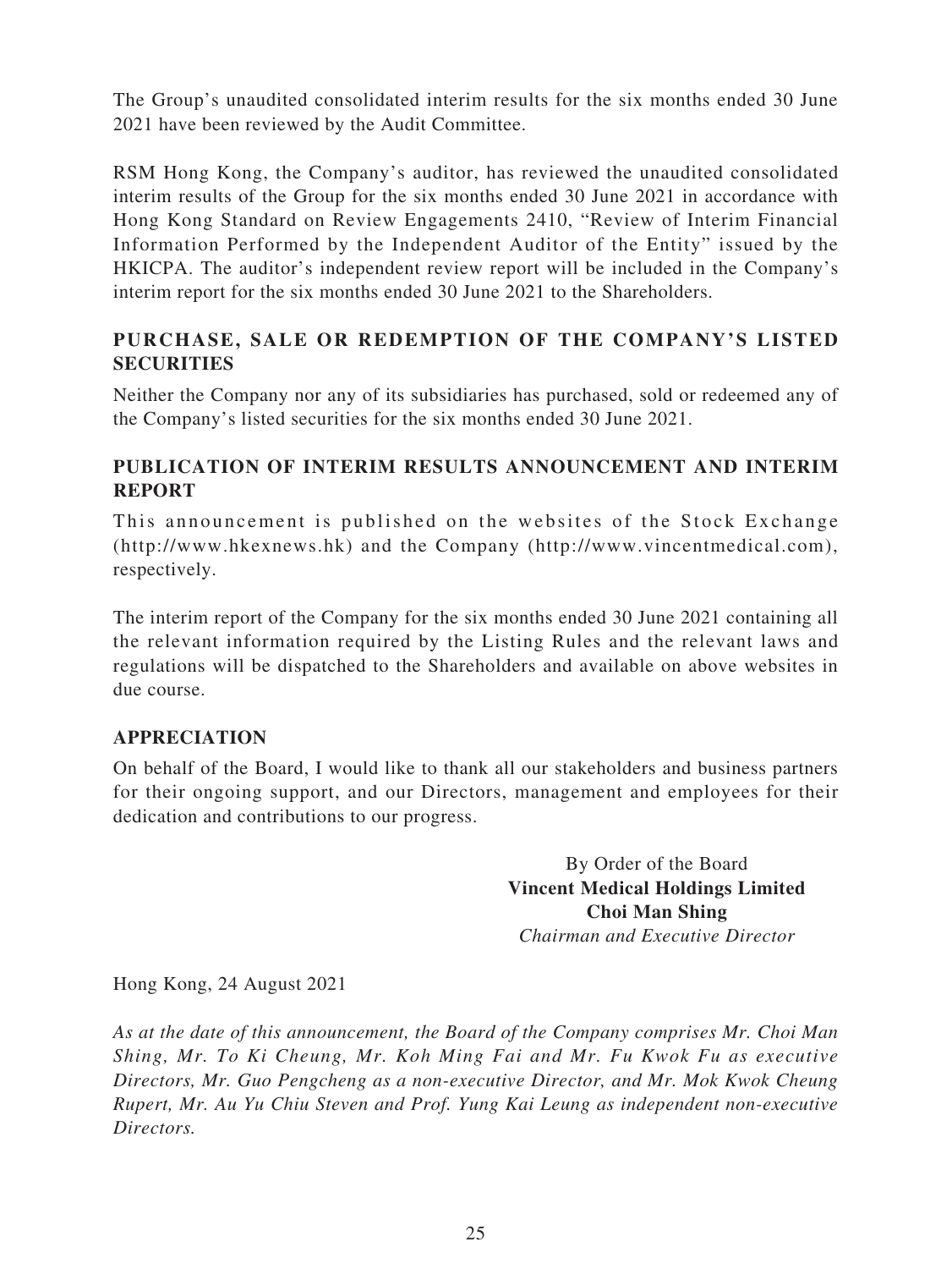The Group's unaudited consolidated interim results for the six months ended 30 June 2021 have been reviewed by the Audit Committee.

RSM Hong Kong, the Company's auditor, has reviewed the unaudited consolidated interim results of the Group for the six months ended 30 June 2021 in accordance with Hong Kong Standard on Review Engagements 2410, "Review of Interim Financial Information Performed by the Independent Auditor of the Entity" issued by the HKICPA. The auditor's independent review report will be included in the Company's interim report for the six months ended 30 June 2021 to the Shareholders.

## PURCHASE, SALE OR REDEMPTION OF THE COMPANY'S LISTED SECURITIES

Neither the Company nor any of its subsidiaries has purchased, sold or redeemed any of the Company's listed securities for the six months ended 30 June 2021.

## PUBLICATION OF INTERIM RESULTS ANNOUNCEMENT AND INTERIM REPORT

This announcement is published on the websites of the Stock Exchange (http://www.hkexnews.hk) and the Company (http://www.vincentmedical.com), respectively.

The interim report of the Company for the six months ended 30 June 2021 containing all the relevant information required by the Listing Rules and the relevant laws and regulations will be dispatched to the Shareholders and available on above websites in due course.

## APPRECIATION

On behalf of the Board, I would like to thank all our stakeholders and business partners for their ongoing support, and our Directors, management and employees for their dedication and contributions to our progress.

By Order of the Board
**Vincent Medical Holdings Limited**
**Choi Man Shing**
*Chairman and Executive Director*

Hong Kong, 24 August 2021

*As at the date of this announcement, the Board of the Company comprises Mr. Choi Man Shing, Mr. To Ki Cheung, Mr. Koh Ming Fai and Mr. Fu Kwok Fu as executive Directors, Mr. Guo Pengcheng as a non-executive Director, and Mr. Mok Kwok Cheung Rupert, Mr. Au Yu Chiu Steven and Prof. Yung Kai Leung as independent non-executive Directors.*